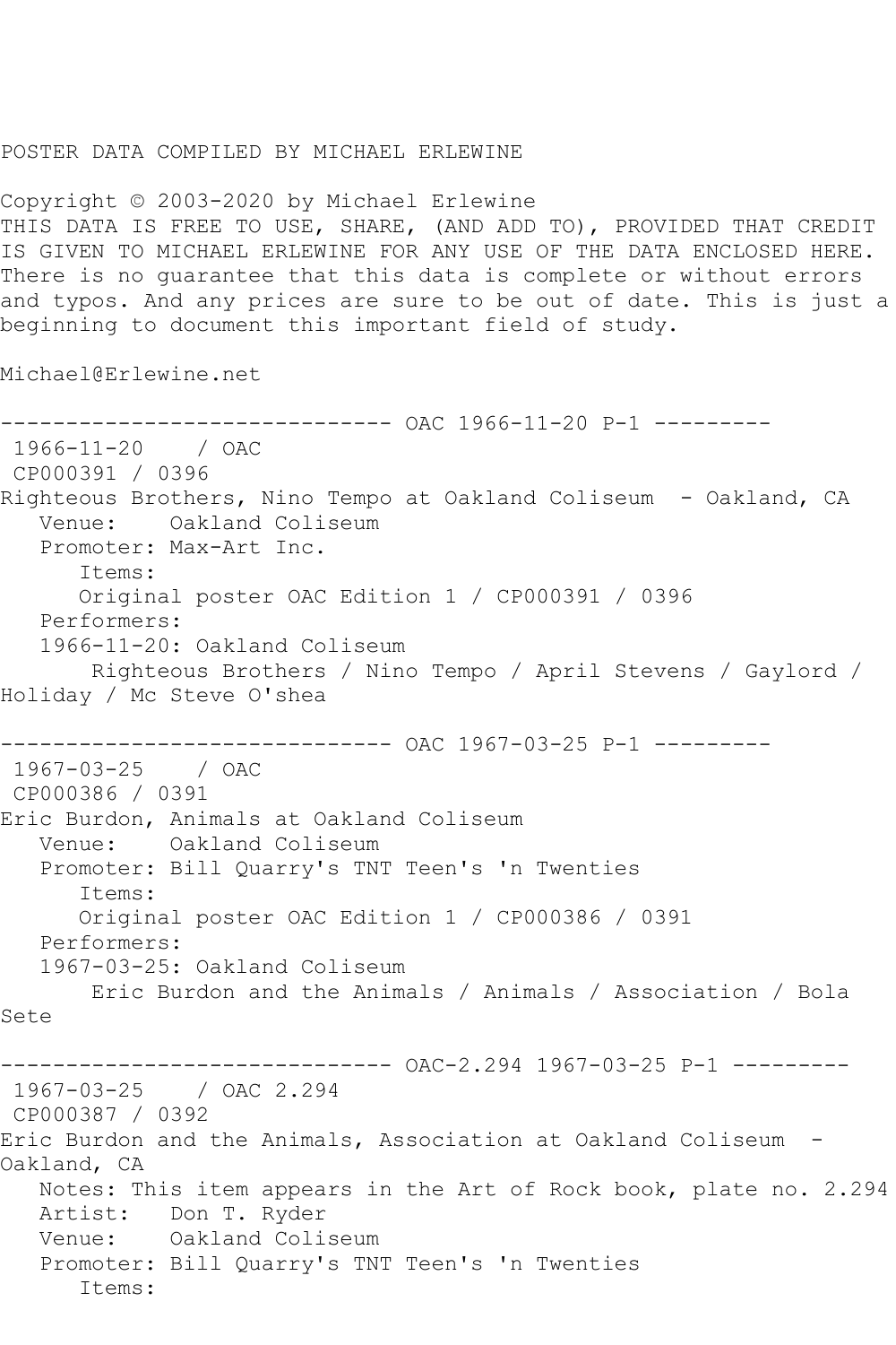POSTER DATA COMPILED BY MICHAEL ERLEWINE

Copyright © 2003-2020 by Michael Erlewine
THIS DATA IS FREE TO USE, SHARE, (AND ADD TO), PROVIDED THAT CREDIT IS GIVEN TO MICHAEL ERLEWINE FOR ANY USE OF THE DATA ENCLOSED HERE. There is no guarantee that this data is complete or without errors and typos. And any prices are sure to be out of date. This is just a beginning to document this important field of study.

Michael@Erlewine.net

```
------------------------------ OAC 1966-11-20 P-1 ---------
 1966-11-20    / OAC
 CP000391 / 0396
Righteous Brothers, Nino Tempo at Oakland Coliseum  - Oakland, CA
   Venue:    Oakland Coliseum
   Promoter: Max-Art Inc.
      Items:
      Original poster OAC Edition 1 / CP000391 / 0396
   Performers:
   1966-11-20: Oakland Coliseum
       Righteous Brothers / Nino Tempo / April Stevens / Gaylord /
Holiday / Mc Steve O'shea

------------------------------ OAC 1967-03-25 P-1 ---------
 1967-03-25    / OAC
 CP000386 / 0391
Eric Burdon, Animals at Oakland Coliseum
   Venue:    Oakland Coliseum
   Promoter: Bill Quarry's TNT Teen's 'n Twenties
      Items:
      Original poster OAC Edition 1 / CP000386 / 0391
   Performers:
   1967-03-25: Oakland Coliseum
       Eric Burdon and the Animals / Animals / Association / Bola
Sete

------------------------------ OAC-2.294 1967-03-25 P-1 ---------
 1967-03-25    / OAC 2.294
 CP000387 / 0392
Eric Burdon and the Animals, Association at Oakland Coliseum  -
Oakland, CA
   Notes: This item appears in the Art of Rock book, plate no. 2.294
   Artist:   Don T. Ryder
   Venue:    Oakland Coliseum
   Promoter: Bill Quarry's TNT Teen's 'n Twenties
      Items:
```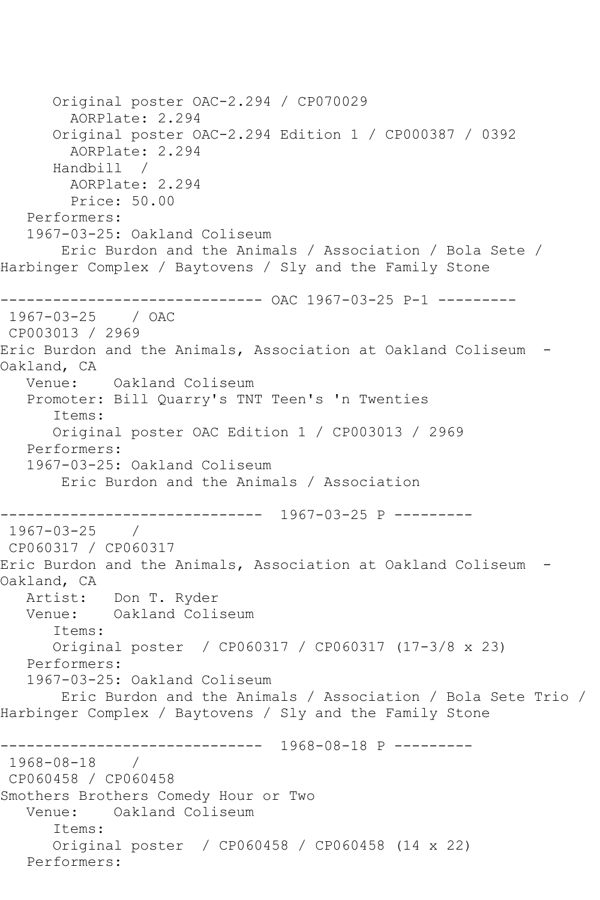Original poster OAC-2.294 / CP070029
AORPlate: 2.294
Original poster OAC-2.294 Edition 1 / CP000387 / 0392
AORPlate: 2.294
Handbill /
AORPlate: 2.294
Price: 50.00
Performers:
1967-03-25: Oakland Coliseum
Eric Burdon and the Animals / Association / Bola Sete / Harbinger Complex / Baytovens / Sly and the Family Stone

------------------------------ OAC 1967-03-25 P-1 ---------
1967-03-25 / OAC
CP003013 / 2969
Eric Burdon and the Animals, Association at Oakland Coliseum - Oakland, CA
Venue: Oakland Coliseum
Promoter: Bill Quarry's TNT Teen's 'n Twenties
Items:
Original poster OAC Edition 1 / CP003013 / 2969
Performers:
1967-03-25: Oakland Coliseum
Eric Burdon and the Animals / Association

------------------------------ 1967-03-25 P ---------
1967-03-25 /
CP060317 / CP060317
Eric Burdon and the Animals, Association at Oakland Coliseum - Oakland, CA
Artist: Don T. Ryder
Venue: Oakland Coliseum
Items:
Original poster / CP060317 / CP060317 (17-3/8 x 23)
Performers:
1967-03-25: Oakland Coliseum
Eric Burdon and the Animals / Association / Bola Sete Trio / Harbinger Complex / Baytovens / Sly and the Family Stone

------------------------------ 1968-08-18 P ---------
1968-08-18 /
CP060458 / CP060458
Smothers Brothers Comedy Hour or Two
Venue: Oakland Coliseum
Items:
Original poster / CP060458 / CP060458 (14 x 22)
Performers: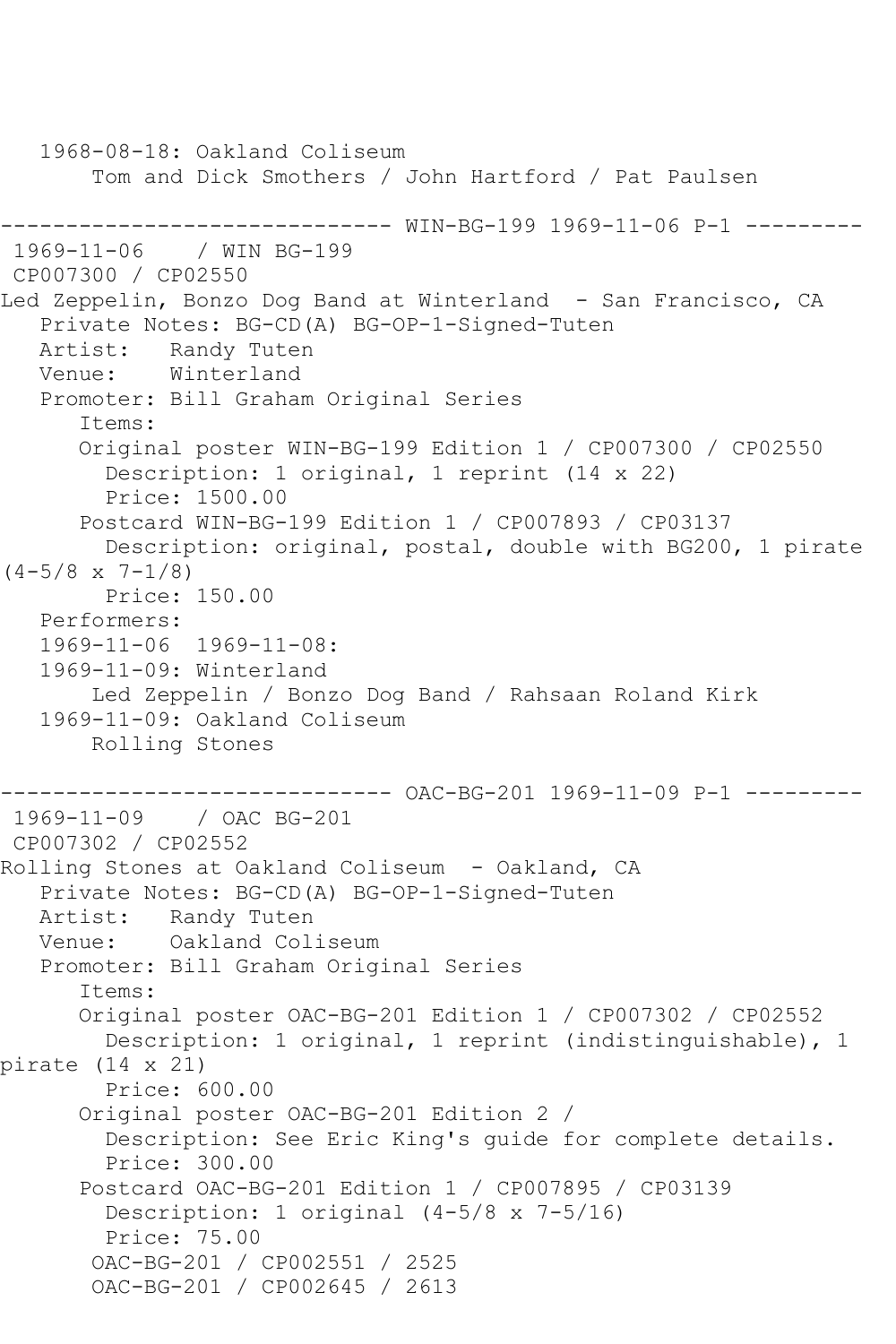```
   1968-08-18: Oakland Coliseum
       Tom and Dick Smothers / John Hartford / Pat Paulsen

------------------------------ WIN-BG-199 1969-11-06 P-1 ---------
 1969-11-06    / WIN BG-199
 CP007300 / CP02550
Led Zeppelin, Bonzo Dog Band at Winterland  - San Francisco, CA
   Private Notes: BG-CD(A) BG-OP-1-Signed-Tuten
   Artist:   Randy Tuten
   Venue:    Winterland
   Promoter: Bill Graham Original Series
      Items:
      Original poster WIN-BG-199 Edition 1 / CP007300 / CP02550
        Description: 1 original, 1 reprint (14 x 22)
        Price: 1500.00
      Postcard WIN-BG-199 Edition 1 / CP007893 / CP03137
        Description: original, postal, double with BG200, 1 pirate
(4-5/8 x 7-1/8)
        Price: 150.00
   Performers:
   1969-11-06  1969-11-08:
   1969-11-09: Winterland
       Led Zeppelin / Bonzo Dog Band / Rahsaan Roland Kirk
   1969-11-09: Oakland Coliseum
       Rolling Stones

------------------------------ OAC-BG-201 1969-11-09 P-1 ---------
 1969-11-09    / OAC BG-201
 CP007302 / CP02552
Rolling Stones at Oakland Coliseum  - Oakland, CA
   Private Notes: BG-CD(A) BG-OP-1-Signed-Tuten
   Artist:   Randy Tuten
   Venue:    Oakland Coliseum
   Promoter: Bill Graham Original Series
      Items:
      Original poster OAC-BG-201 Edition 1 / CP007302 / CP02552
        Description: 1 original, 1 reprint (indistinguishable), 1
pirate (14 x 21)
        Price: 600.00
      Original poster OAC-BG-201 Edition 2 /
        Description: See Eric King's guide for complete details.
        Price: 300.00
      Postcard OAC-BG-201 Edition 1 / CP007895 / CP03139
        Description: 1 original (4-5/8 x 7-5/16)
        Price: 75.00
       OAC-BG-201 / CP002551 / 2525
       OAC-BG-201 / CP002645 / 2613
```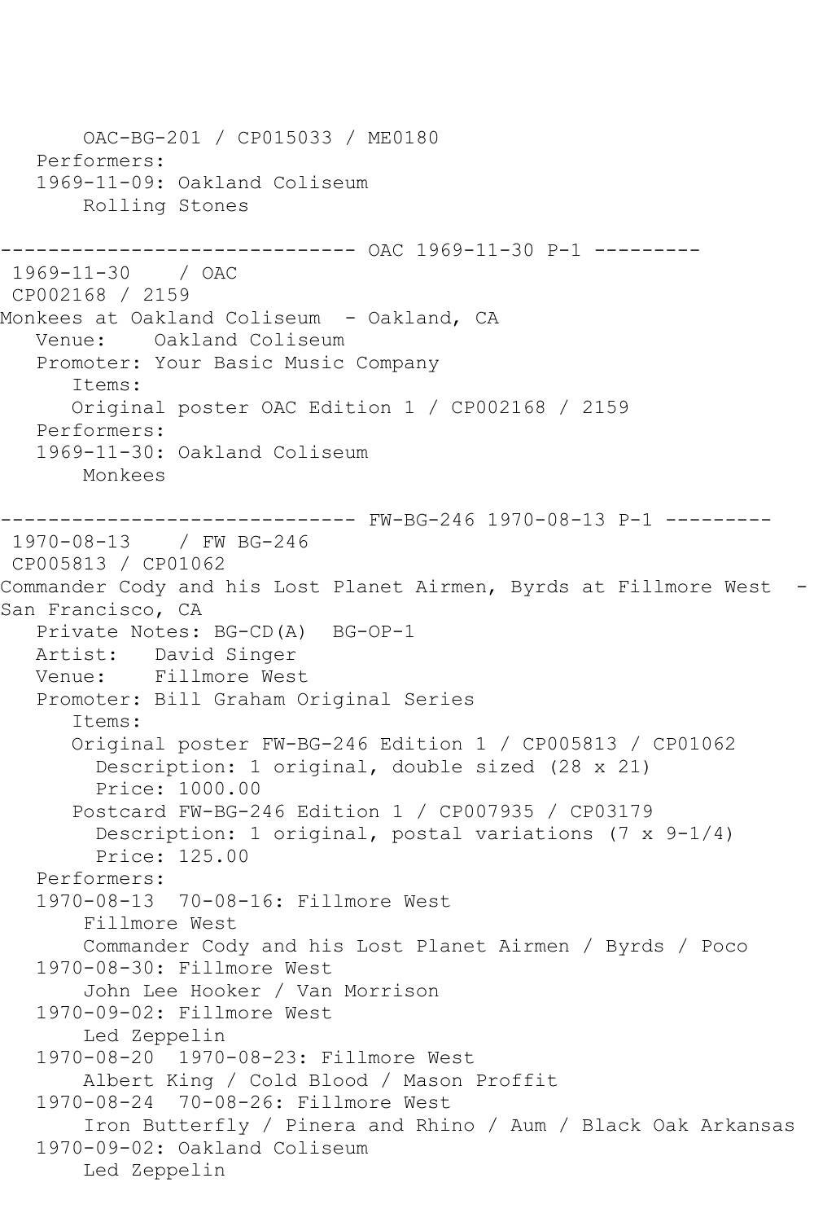```
      OAC-BG-201 / CP015033 / ME0180
   Performers:
   1969-11-09: Oakland Coliseum
       Rolling Stones

------------------------------ OAC 1969-11-30 P-1 ---------
 1969-11-30    / OAC
 CP002168 / 2159
Monkees at Oakland Coliseum  - Oakland, CA
   Venue:    Oakland Coliseum
   Promoter: Your Basic Music Company
      Items:
      Original poster OAC Edition 1 / CP002168 / 2159
   Performers:
   1969-11-30: Oakland Coliseum
       Monkees

------------------------------ FW-BG-246 1970-08-13 P-1 ---------
 1970-08-13    / FW BG-246
 CP005813 / CP01062
Commander Cody and his Lost Planet Airmen, Byrds at Fillmore West  - 
San Francisco, CA
   Private Notes: BG-CD(A)  BG-OP-1
   Artist:   David Singer
   Venue:    Fillmore West
   Promoter: Bill Graham Original Series
      Items:
      Original poster FW-BG-246 Edition 1 / CP005813 / CP01062
        Description: 1 original, double sized (28 x 21)
        Price: 1000.00
      Postcard FW-BG-246 Edition 1 / CP007935 / CP03179
        Description: 1 original, postal variations (7 x 9-1/4)
        Price: 125.00
   Performers:
   1970-08-13  70-08-16: Fillmore West
       Fillmore West
       Commander Cody and his Lost Planet Airmen / Byrds / Poco
   1970-08-30: Fillmore West
       John Lee Hooker / Van Morrison
   1970-09-02: Fillmore West
       Led Zeppelin
   1970-08-20  1970-08-23: Fillmore West
       Albert King / Cold Blood / Mason Proffit
   1970-08-24  70-08-26: Fillmore West
       Iron Butterfly / Pinera and Rhino / Aum / Black Oak Arkansas
   1970-09-02: Oakland Coliseum
       Led Zeppelin
```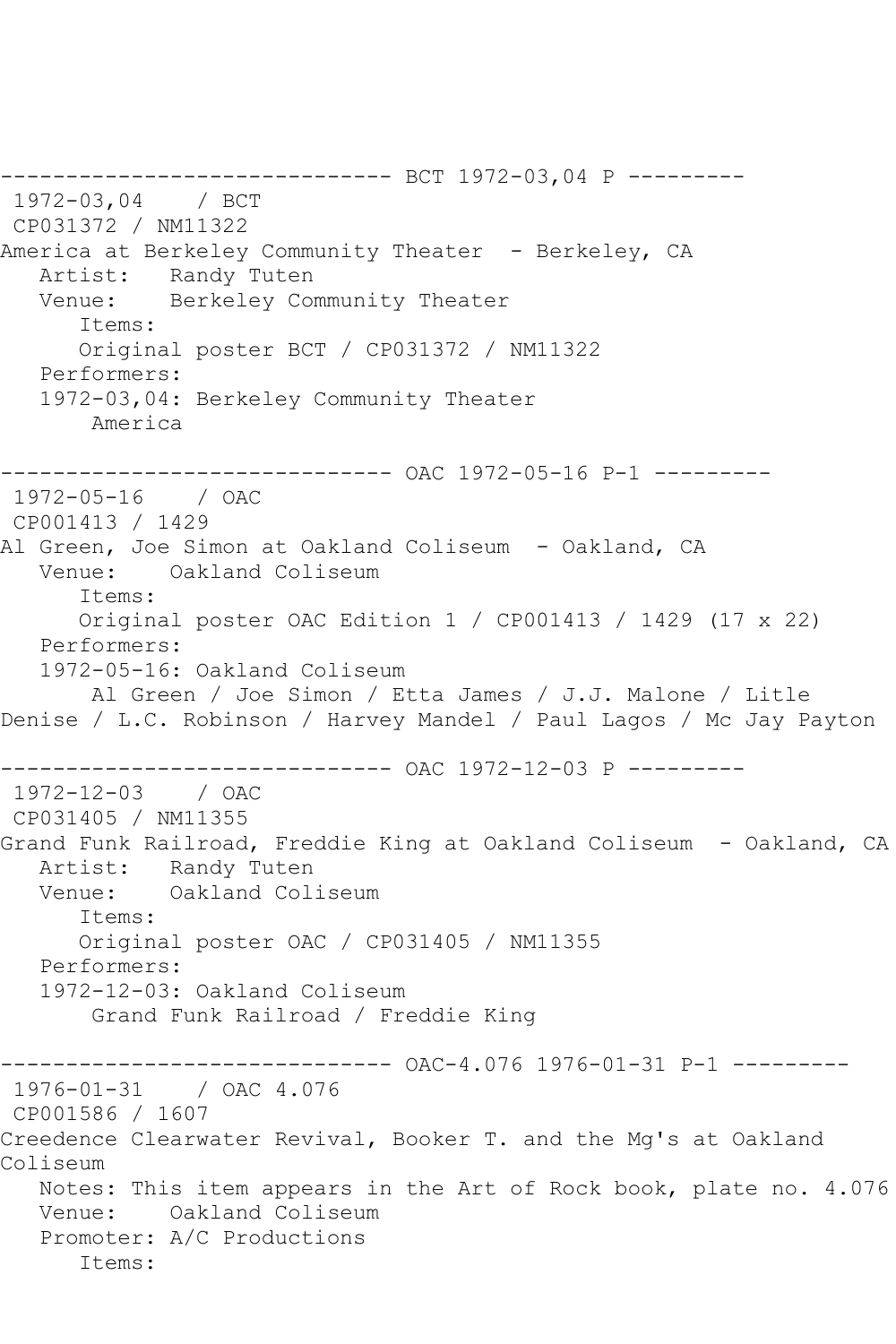------------------------------ BCT 1972-03,04 P ---------

1972-03,04 / BCT

CP031372 / NM11322

America at Berkeley Community Theater - Berkeley, CA

Artist: Randy Tuten

Venue: Berkeley Community Theater

Items:

Original poster BCT / CP031372 / NM11322

Performers:

1972-03,04: Berkeley Community Theater

America

------------------------------ OAC 1972-05-16 P-1 ---------

1972-05-16 / OAC

CP001413 / 1429

Al Green, Joe Simon at Oakland Coliseum - Oakland, CA

Venue: Oakland Coliseum

Items:

Original poster OAC Edition 1 / CP001413 / 1429 (17 x 22)

Performers:

1972-05-16: Oakland Coliseum

Al Green / Joe Simon / Etta James / J.J. Malone / Litle Denise / L.C. Robinson / Harvey Mandel / Paul Lagos / Mc Jay Payton

------------------------------ OAC 1972-12-03 P ---------

1972-12-03 / OAC

CP031405 / NM11355

Grand Funk Railroad, Freddie King at Oakland Coliseum - Oakland, CA

Artist: Randy Tuten

Venue: Oakland Coliseum

Items:

Original poster OAC / CP031405 / NM11355

Performers:

1972-12-03: Oakland Coliseum

Grand Funk Railroad / Freddie King

------------------------------ OAC-4.076 1976-01-31 P-1 ---------

1976-01-31 / OAC 4.076

CP001586 / 1607

Creedence Clearwater Revival, Booker T. and the Mg's at Oakland Coliseum

Notes: This item appears in the Art of Rock book, plate no. 4.076

Venue: Oakland Coliseum

Promoter: A/C Productions

Items: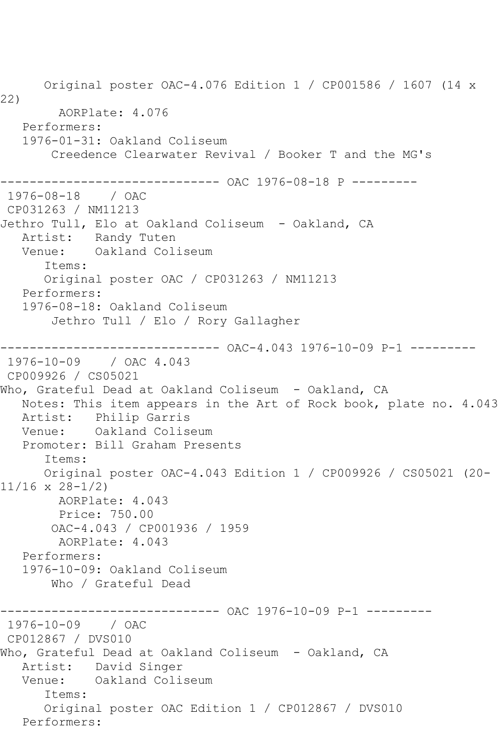Original poster OAC-4.076 Edition 1 / CP001586 / 1607 (14 x 22)
        AORPlate: 4.076
   Performers:
   1976-01-31: Oakland Coliseum
       Creedence Clearwater Revival / Booker T and the MG's

------------------------------ OAC 1976-08-18 P ---------
 1976-08-18    / OAC
 CP031263 / NM11213
Jethro Tull, Elo at Oakland Coliseum  - Oakland, CA
   Artist:   Randy Tuten
   Venue:    Oakland Coliseum
      Items:
      Original poster OAC / CP031263 / NM11213
   Performers:
   1976-08-18: Oakland Coliseum
       Jethro Tull / Elo / Rory Gallagher

------------------------------ OAC-4.043 1976-10-09 P-1 ---------
 1976-10-09    / OAC 4.043
 CP009926 / CS05021
Who, Grateful Dead at Oakland Coliseum  - Oakland, CA
   Notes: This item appears in the Art of Rock book, plate no. 4.043
   Artist:   Philip Garris
   Venue:    Oakland Coliseum
   Promoter: Bill Graham Presents
      Items:
      Original poster OAC-4.043 Edition 1 / CP009926 / CS05021 (20-11/16 x 28-1/2)
        AORPlate: 4.043
        Price: 750.00
       OAC-4.043 / CP001936 / 1959
        AORPlate: 4.043
   Performers:
   1976-10-09: Oakland Coliseum
       Who / Grateful Dead

------------------------------ OAC 1976-10-09 P-1 ---------
 1976-10-09    / OAC
 CP012867 / DVS010
Who, Grateful Dead at Oakland Coliseum  - Oakland, CA
   Artist:   David Singer
   Venue:    Oakland Coliseum
      Items:
      Original poster OAC Edition 1 / CP012867 / DVS010
   Performers: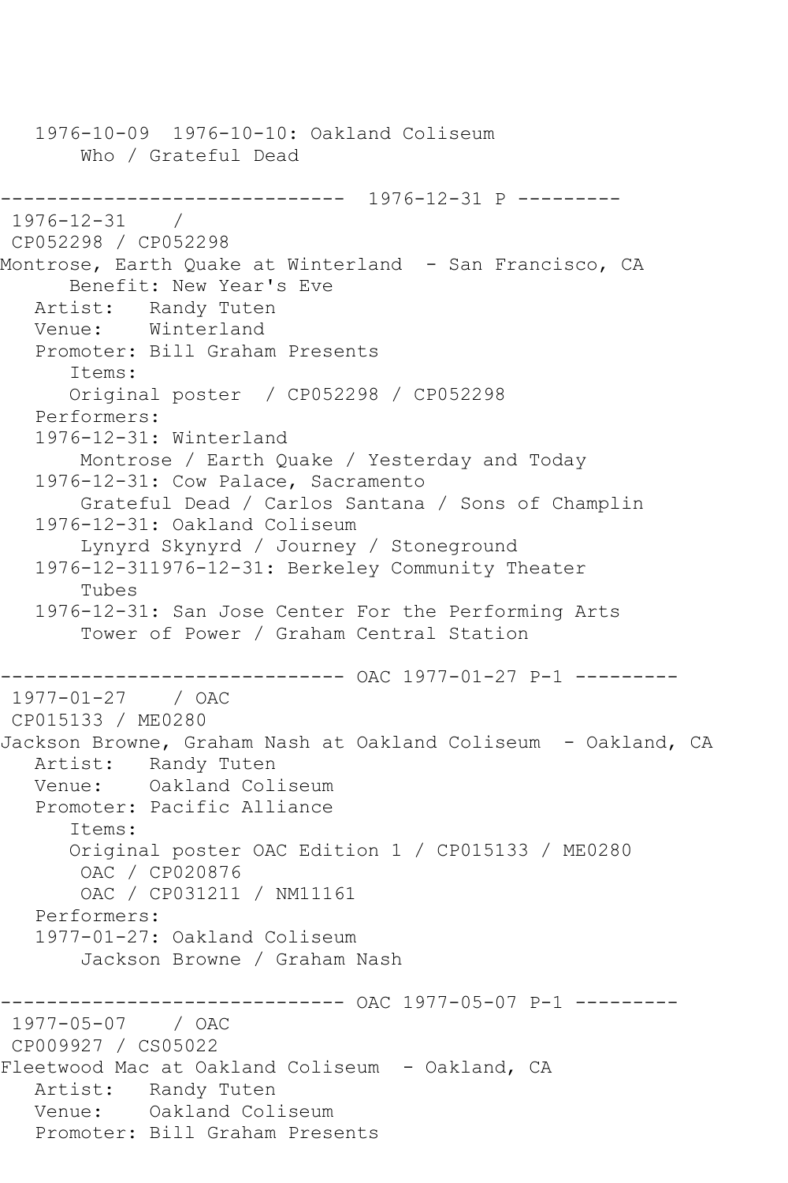```
   1976-10-09  1976-10-10: Oakland Coliseum
       Who / Grateful Dead

------------------------------  1976-12-31 P ---------
 1976-12-31    /
 CP052298 / CP052298
Montrose, Earth Quake at Winterland  - San Francisco, CA
      Benefit: New Year's Eve
   Artist:   Randy Tuten
   Venue:    Winterland
   Promoter: Bill Graham Presents
      Items:
      Original poster  / CP052298 / CP052298
   Performers:
   1976-12-31: Winterland
       Montrose / Earth Quake / Yesterday and Today
   1976-12-31: Cow Palace, Sacramento
       Grateful Dead / Carlos Santana / Sons of Champlin
   1976-12-31: Oakland Coliseum
       Lynyrd Skynyrd / Journey / Stoneground
   1976-12-311976-12-31: Berkeley Community Theater
       Tubes
   1976-12-31: San Jose Center For the Performing Arts
       Tower of Power / Graham Central Station

------------------------------ OAC 1977-01-27 P-1 ---------
 1977-01-27    / OAC
 CP015133 / ME0280
Jackson Browne, Graham Nash at Oakland Coliseum  - Oakland, CA
   Artist:   Randy Tuten
   Venue:    Oakland Coliseum
   Promoter: Pacific Alliance
      Items:
      Original poster OAC Edition 1 / CP015133 / ME0280
       OAC / CP020876
       OAC / CP031211 / NM11161
   Performers:
   1977-01-27: Oakland Coliseum
       Jackson Browne / Graham Nash

------------------------------ OAC 1977-05-07 P-1 ---------
 1977-05-07    / OAC
 CP009927 / CS05022
Fleetwood Mac at Oakland Coliseum  - Oakland, CA
   Artist:   Randy Tuten
   Venue:    Oakland Coliseum
   Promoter: Bill Graham Presents
```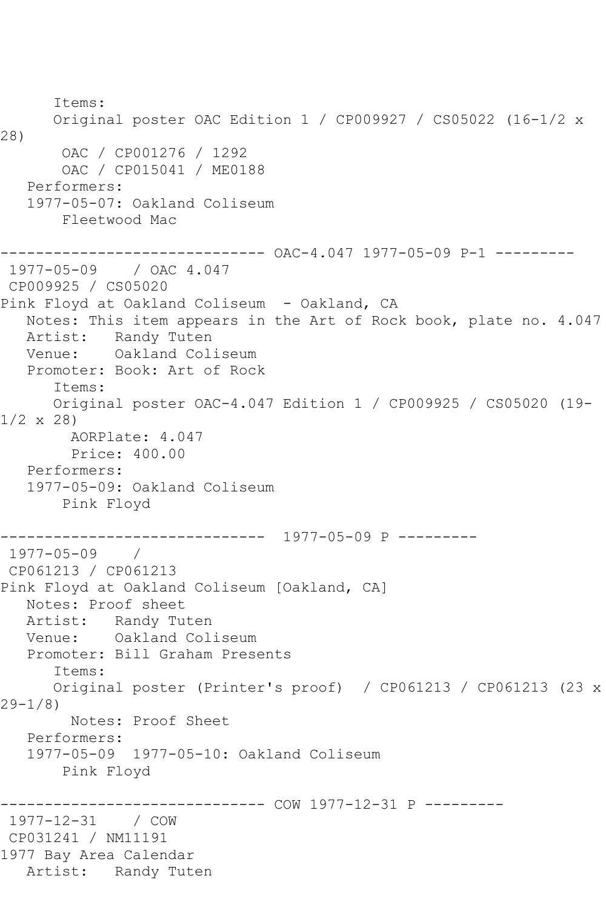```
      Items:
      Original poster OAC Edition 1 / CP009927 / CS05022 (16-1/2 x
28)
       OAC / CP001276 / 1292
       OAC / CP015041 / ME0188
   Performers:
   1977-05-07: Oakland Coliseum
       Fleetwood Mac

------------------------------ OAC-4.047 1977-05-09 P-1 ---------
 1977-05-09    / OAC 4.047
 CP009925 / CS05020
Pink Floyd at Oakland Coliseum  - Oakland, CA
   Notes: This item appears in the Art of Rock book, plate no. 4.047
   Artist:   Randy Tuten
   Venue:    Oakland Coliseum
   Promoter: Book: Art of Rock
      Items:
      Original poster OAC-4.047 Edition 1 / CP009925 / CS05020 (19-
1/2 x 28)
        AORPlate: 4.047
        Price: 400.00
   Performers:
   1977-05-09: Oakland Coliseum
       Pink Floyd

------------------------------  1977-05-09 P ---------
 1977-05-09    /
 CP061213 / CP061213
Pink Floyd at Oakland Coliseum [Oakland, CA]
   Notes: Proof sheet
   Artist:   Randy Tuten
   Venue:    Oakland Coliseum
   Promoter: Bill Graham Presents
      Items:
      Original poster (Printer's proof)  / CP061213 / CP061213 (23 x
29-1/8)
        Notes: Proof Sheet
   Performers:
   1977-05-09  1977-05-10: Oakland Coliseum
       Pink Floyd

------------------------------ COW 1977-12-31 P ---------
 1977-12-31    / COW
 CP031241 / NM11191
1977 Bay Area Calendar
   Artist:   Randy Tuten
```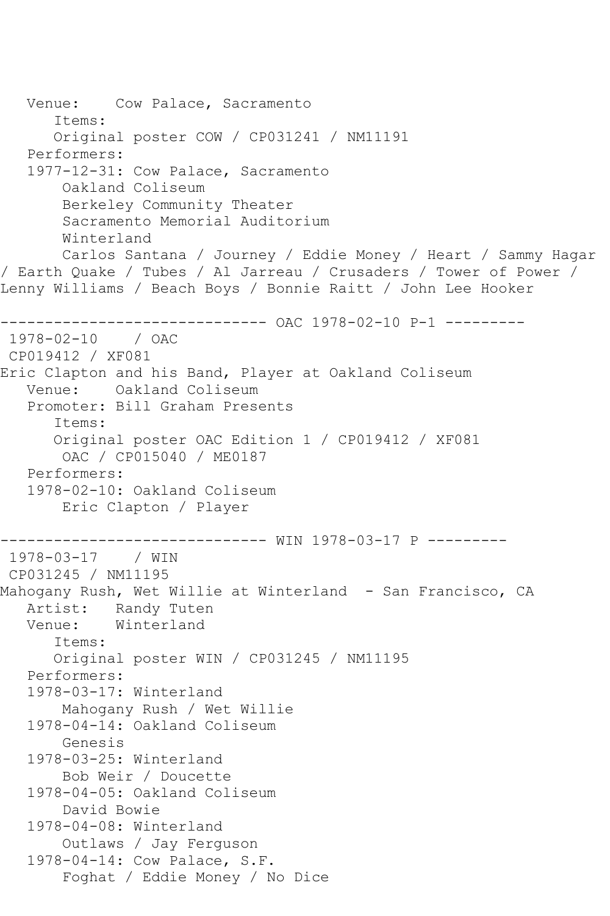```
   Venue:    Cow Palace, Sacramento
      Items:
      Original poster COW / CP031241 / NM11191
   Performers:
   1977-12-31: Cow Palace, Sacramento
       Oakland Coliseum
       Berkeley Community Theater
       Sacramento Memorial Auditorium
       Winterland
       Carlos Santana / Journey / Eddie Money / Heart / Sammy Hagar
/ Earth Quake / Tubes / Al Jarreau / Crusaders / Tower of Power /
Lenny Williams / Beach Boys / Bonnie Raitt / John Lee Hooker

------------------------------ OAC 1978-02-10 P-1 ---------
 1978-02-10    / OAC
 CP019412 / XF081
Eric Clapton and his Band, Player at Oakland Coliseum
   Venue:    Oakland Coliseum
   Promoter: Bill Graham Presents
      Items:
      Original poster OAC Edition 1 / CP019412 / XF081
       OAC / CP015040 / ME0187
   Performers:
   1978-02-10: Oakland Coliseum
       Eric Clapton / Player

------------------------------ WIN 1978-03-17 P ---------
 1978-03-17    / WIN
 CP031245 / NM11195
Mahogany Rush, Wet Willie at Winterland  - San Francisco, CA
   Artist:   Randy Tuten
   Venue:    Winterland
      Items:
      Original poster WIN / CP031245 / NM11195
   Performers:
   1978-03-17: Winterland
       Mahogany Rush / Wet Willie
   1978-04-14: Oakland Coliseum
       Genesis
   1978-03-25: Winterland
       Bob Weir / Doucette
   1978-04-05: Oakland Coliseum
       David Bowie
   1978-04-08: Winterland
       Outlaws / Jay Ferguson
   1978-04-14: Cow Palace, S.F.
       Foghat / Eddie Money / No Dice
```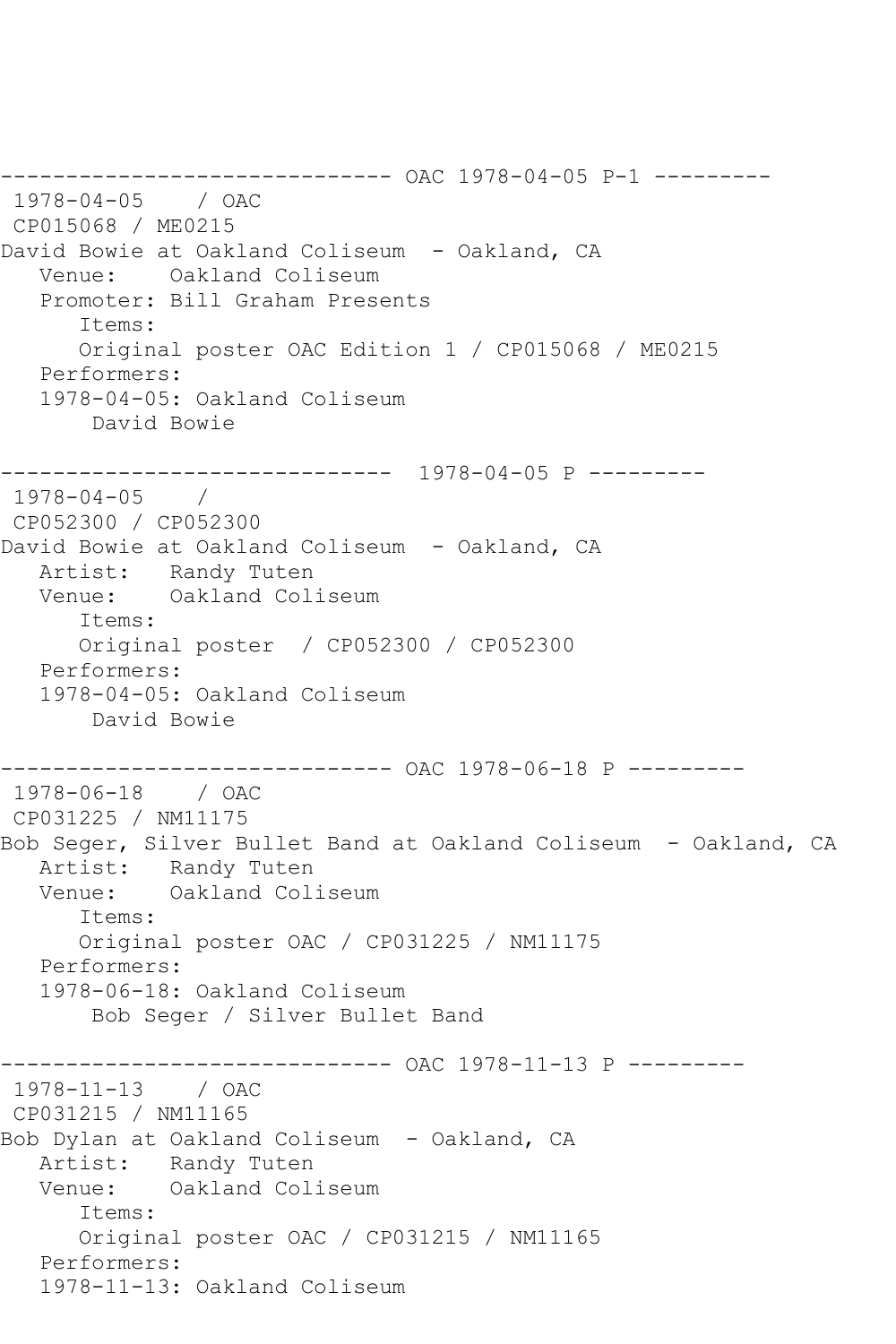------------------------------ OAC 1978-04-05 P-1 ---------
1978-04-05 / OAC
CP015068 / ME0215
David Bowie at Oakland Coliseum - Oakland, CA
Venue: Oakland Coliseum
Promoter: Bill Graham Presents
Items:
Original poster OAC Edition 1 / CP015068 / ME0215
Performers:
1978-04-05: Oakland Coliseum
David Bowie

------------------------------ 1978-04-05 P ---------
1978-04-05 /
CP052300 / CP052300
David Bowie at Oakland Coliseum - Oakland, CA
Artist: Randy Tuten
Venue: Oakland Coliseum
Items:
Original poster / CP052300 / CP052300
Performers:
1978-04-05: Oakland Coliseum
David Bowie

------------------------------ OAC 1978-06-18 P ---------
1978-06-18 / OAC
CP031225 / NM11175
Bob Seger, Silver Bullet Band at Oakland Coliseum - Oakland, CA
Artist: Randy Tuten
Venue: Oakland Coliseum
Items:
Original poster OAC / CP031225 / NM11175
Performers:
1978-06-18: Oakland Coliseum
Bob Seger / Silver Bullet Band

------------------------------ OAC 1978-11-13 P ---------
1978-11-13 / OAC
CP031215 / NM11165
Bob Dylan at Oakland Coliseum - Oakland, CA
Artist: Randy Tuten
Venue: Oakland Coliseum
Items:
Original poster OAC / CP031215 / NM11165
Performers:
1978-11-13: Oakland Coliseum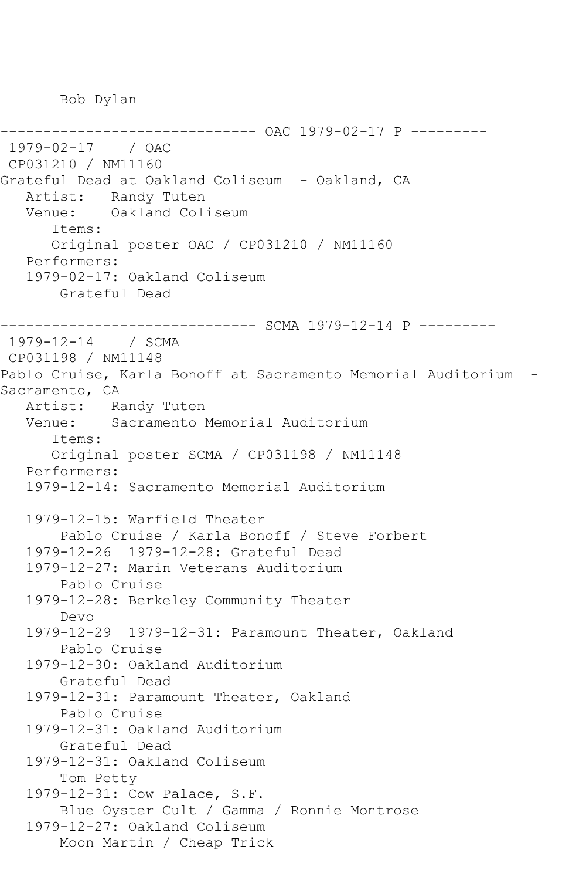Bob Dylan

------------------------------ OAC 1979-02-17 P ---------

1979-02-17 / OAC

CP031210 / NM11160

Grateful Dead at Oakland Coliseum - Oakland, CA

Artist: Randy Tuten

Venue: Oakland Coliseum

Items:

Original poster OAC / CP031210 / NM11160

Performers:

1979-02-17: Oakland Coliseum

Grateful Dead

------------------------------ SCMA 1979-12-14 P ---------

1979-12-14 / SCMA

CP031198 / NM11148

Pablo Cruise, Karla Bonoff at Sacramento Memorial Auditorium - Sacramento, CA

Artist: Randy Tuten

Venue: Sacramento Memorial Auditorium

Items:

Original poster SCMA / CP031198 / NM11148

Performers:

1979-12-14: Sacramento Memorial Auditorium

1979-12-15: Warfield Theater

Pablo Cruise / Karla Bonoff / Steve Forbert

1979-12-26 1979-12-28: Grateful Dead

1979-12-27: Marin Veterans Auditorium

Pablo Cruise

1979-12-28: Berkeley Community Theater

Devo

1979-12-29 1979-12-31: Paramount Theater, Oakland

Pablo Cruise

1979-12-30: Oakland Auditorium

Grateful Dead

1979-12-31: Paramount Theater, Oakland

Pablo Cruise

1979-12-31: Oakland Auditorium

Grateful Dead

1979-12-31: Oakland Coliseum

Tom Petty

1979-12-31: Cow Palace, S.F.

Blue Oyster Cult / Gamma / Ronnie Montrose

1979-12-27: Oakland Coliseum

Moon Martin / Cheap Trick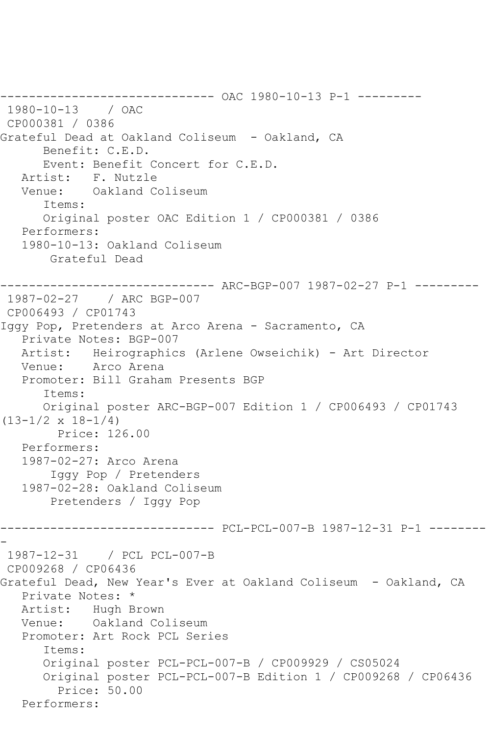------------------------------ OAC 1980-10-13 P-1 ---------
1980-10-13 / OAC
CP000381 / 0386
Grateful Dead at Oakland Coliseum - Oakland, CA
Benefit: C.E.D.
Event: Benefit Concert for C.E.D.
Artist: F. Nutzle
Venue: Oakland Coliseum
Items:
Original poster OAC Edition 1 / CP000381 / 0386
Performers:
1980-10-13: Oakland Coliseum
Grateful Dead

------------------------------ ARC-BGP-007 1987-02-27 P-1 ---------
1987-02-27 / ARC BGP-007
CP006493 / CP01743
Iggy Pop, Pretenders at Arco Arena - Sacramento, CA
Private Notes: BGP-007
Artist: Heirographics (Arlene Owseichik) - Art Director
Venue: Arco Arena
Promoter: Bill Graham Presents BGP
Items:
Original poster ARC-BGP-007 Edition 1 / CP006493 / CP01743 (13-1/2 x 18-1/4)
Price: 126.00
Performers:
1987-02-27: Arco Arena
Iggy Pop / Pretenders
1987-02-28: Oakland Coliseum
Pretenders / Iggy Pop

------------------------------ PCL-PCL-007-B 1987-12-31 P-1 ---------
1987-12-31 / PCL PCL-007-B
CP009268 / CP06436
Grateful Dead, New Year's Ever at Oakland Coliseum - Oakland, CA
Private Notes: *
Artist: Hugh Brown
Venue: Oakland Coliseum
Promoter: Art Rock PCL Series
Items:
Original poster PCL-PCL-007-B / CP009929 / CS05024
Original poster PCL-PCL-007-B Edition 1 / CP009268 / CP06436
Price: 50.00
Performers: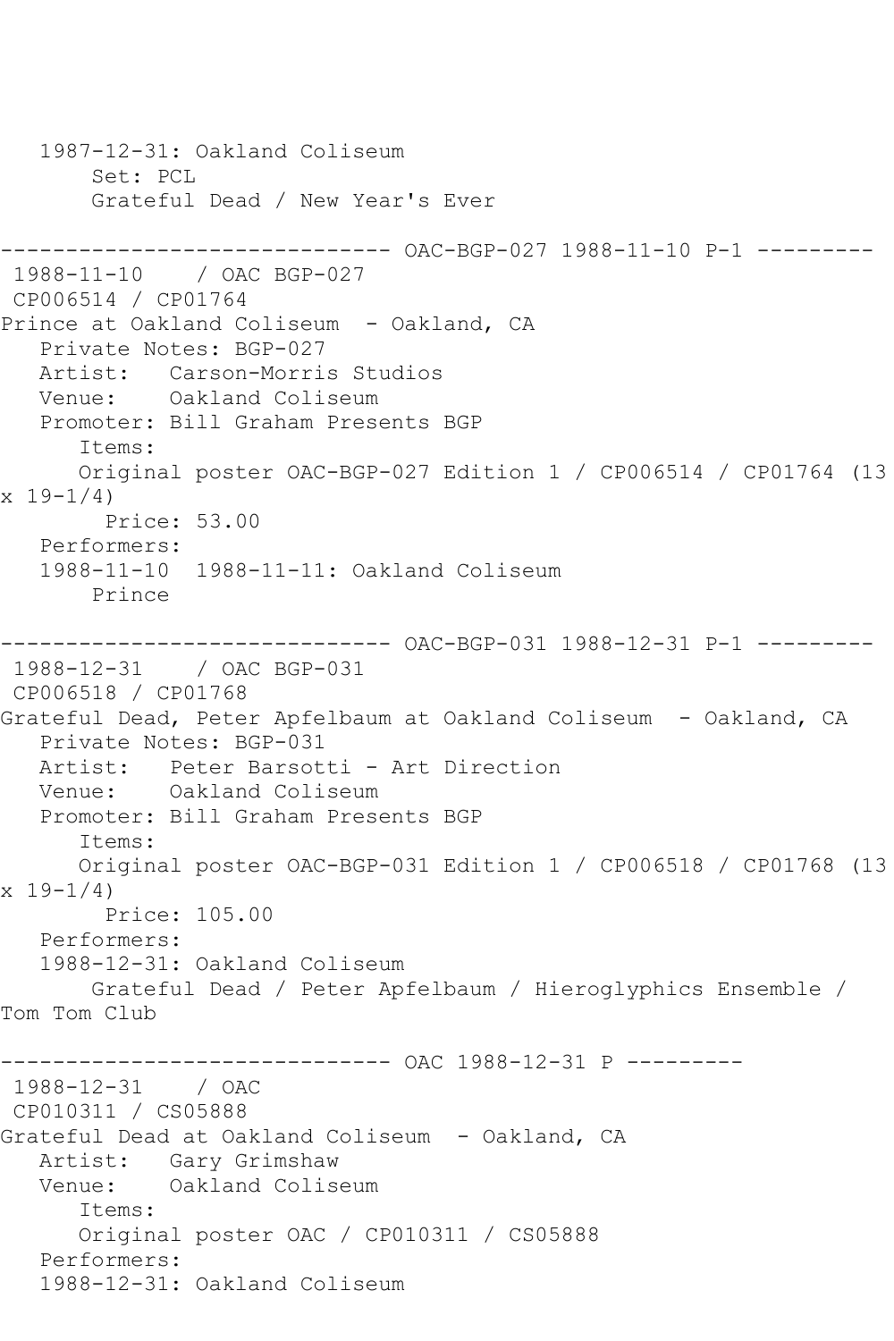```
   1987-12-31: Oakland Coliseum
       Set: PCL
       Grateful Dead / New Year's Ever

------------------------------ OAC-BGP-027 1988-11-10 P-1 ---------
 1988-11-10    / OAC BGP-027
 CP006514 / CP01764
Prince at Oakland Coliseum  - Oakland, CA
   Private Notes: BGP-027
   Artist:   Carson-Morris Studios
   Venue:    Oakland Coliseum
   Promoter: Bill Graham Presents BGP
      Items:
      Original poster OAC-BGP-027 Edition 1 / CP006514 / CP01764 (13
x 19-1/4)
        Price: 53.00
   Performers:
   1988-11-10  1988-11-11: Oakland Coliseum
       Prince

------------------------------ OAC-BGP-031 1988-12-31 P-1 ---------
 1988-12-31    / OAC BGP-031
 CP006518 / CP01768
Grateful Dead, Peter Apfelbaum at Oakland Coliseum  - Oakland, CA
   Private Notes: BGP-031
   Artist:   Peter Barsotti - Art Direction
   Venue:    Oakland Coliseum
   Promoter: Bill Graham Presents BGP
      Items:
      Original poster OAC-BGP-031 Edition 1 / CP006518 / CP01768 (13
x 19-1/4)
        Price: 105.00
   Performers:
   1988-12-31: Oakland Coliseum
       Grateful Dead / Peter Apfelbaum / Hieroglyphics Ensemble /
Tom Tom Club

------------------------------ OAC 1988-12-31 P ---------
 1988-12-31    / OAC
 CP010311 / CS05888
Grateful Dead at Oakland Coliseum  - Oakland, CA
   Artist:   Gary Grimshaw
   Venue:    Oakland Coliseum
      Items:
      Original poster OAC / CP010311 / CS05888
   Performers:
   1988-12-31: Oakland Coliseum
```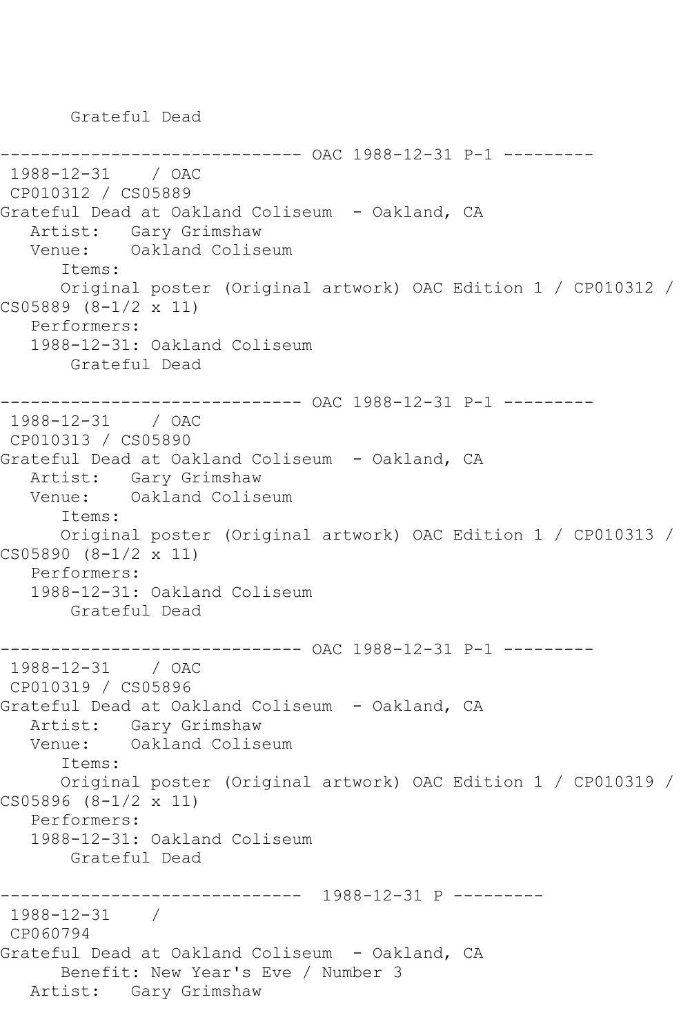Grateful Dead

------------------------------ OAC 1988-12-31 P-1 ---------
1988-12-31 / OAC
CP010312 / CS05889
Grateful Dead at Oakland Coliseum - Oakland, CA
Artist: Gary Grimshaw
Venue: Oakland Coliseum
Items:
Original poster (Original artwork) OAC Edition 1 / CP010312 / CS05889 (8-1/2 x 11)
Performers:
1988-12-31: Oakland Coliseum
Grateful Dead

------------------------------ OAC 1988-12-31 P-1 ---------
1988-12-31 / OAC
CP010313 / CS05890
Grateful Dead at Oakland Coliseum - Oakland, CA
Artist: Gary Grimshaw
Venue: Oakland Coliseum
Items:
Original poster (Original artwork) OAC Edition 1 / CP010313 / CS05890 (8-1/2 x 11)
Performers:
1988-12-31: Oakland Coliseum
Grateful Dead

------------------------------ OAC 1988-12-31 P-1 ---------
1988-12-31 / OAC
CP010319 / CS05896
Grateful Dead at Oakland Coliseum - Oakland, CA
Artist: Gary Grimshaw
Venue: Oakland Coliseum
Items:
Original poster (Original artwork) OAC Edition 1 / CP010319 / CS05896 (8-1/2 x 11)
Performers:
1988-12-31: Oakland Coliseum
Grateful Dead

------------------------------ 1988-12-31 P ---------
1988-12-31 /
CP060794
Grateful Dead at Oakland Coliseum - Oakland, CA
Benefit: New Year's Eve / Number 3
Artist: Gary Grimshaw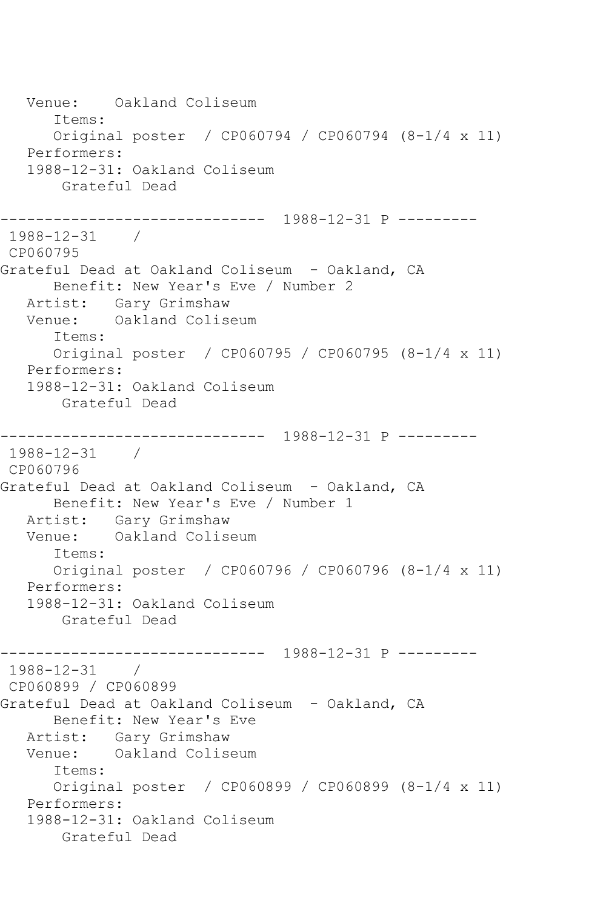```
   Venue:    Oakland Coliseum
      Items:
      Original poster  / CP060794 / CP060794 (8-1/4 x 11)
   Performers:
   1988-12-31: Oakland Coliseum
       Grateful Dead

------------------------------  1988-12-31 P ---------
 1988-12-31    /
 CP060795
Grateful Dead at Oakland Coliseum  - Oakland, CA
      Benefit: New Year's Eve / Number 2
   Artist:   Gary Grimshaw
   Venue:    Oakland Coliseum
      Items:
      Original poster  / CP060795 / CP060795 (8-1/4 x 11)
   Performers:
   1988-12-31: Oakland Coliseum
       Grateful Dead

------------------------------  1988-12-31 P ---------
 1988-12-31    /
 CP060796
Grateful Dead at Oakland Coliseum  - Oakland, CA
      Benefit: New Year's Eve / Number 1
   Artist:   Gary Grimshaw
   Venue:    Oakland Coliseum
      Items:
      Original poster  / CP060796 / CP060796 (8-1/4 x 11)
   Performers:
   1988-12-31: Oakland Coliseum
       Grateful Dead

------------------------------  1988-12-31 P ---------
 1988-12-31    /
 CP060899 / CP060899
Grateful Dead at Oakland Coliseum  - Oakland, CA
      Benefit: New Year's Eve
   Artist:   Gary Grimshaw
   Venue:    Oakland Coliseum
      Items:
      Original poster  / CP060899 / CP060899 (8-1/4 x 11)
   Performers:
   1988-12-31: Oakland Coliseum
       Grateful Dead
```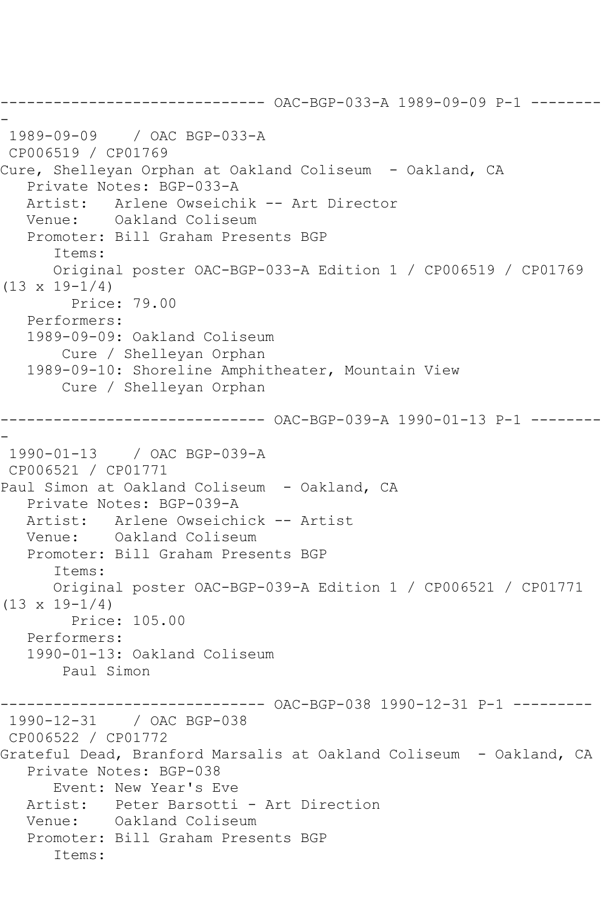------------------------------ OAC-BGP-033-A 1989-09-09 P-1 ---------
-
1989-09-09 / OAC BGP-033-A
CP006519 / CP01769
Cure, Shelleyan Orphan at Oakland Coliseum - Oakland, CA
Private Notes: BGP-033-A
Artist: Arlene Owseichik -- Art Director
Venue: Oakland Coliseum
Promoter: Bill Graham Presents BGP
Items:
Original poster OAC-BGP-033-A Edition 1 / CP006519 / CP01769
(13 x 19-1/4)
Price: 79.00
Performers:
1989-09-09: Oakland Coliseum
Cure / Shelleyan Orphan
1989-09-10: Shoreline Amphitheater, Mountain View
Cure / Shelleyan Orphan

------------------------------ OAC-BGP-039-A 1990-01-13 P-1 ---------
-
1990-01-13 / OAC BGP-039-A
CP006521 / CP01771
Paul Simon at Oakland Coliseum - Oakland, CA
Private Notes: BGP-039-A
Artist: Arlene Owseichick -- Artist
Venue: Oakland Coliseum
Promoter: Bill Graham Presents BGP
Items:
Original poster OAC-BGP-039-A Edition 1 / CP006521 / CP01771
(13 x 19-1/4)
Price: 105.00
Performers:
1990-01-13: Oakland Coliseum
Paul Simon

------------------------------ OAC-BGP-038 1990-12-31 P-1 ---------
1990-12-31 / OAC BGP-038
CP006522 / CP01772
Grateful Dead, Branford Marsalis at Oakland Coliseum - Oakland, CA
Private Notes: BGP-038
Event: New Year's Eve
Artist: Peter Barsotti - Art Direction
Venue: Oakland Coliseum
Promoter: Bill Graham Presents BGP
Items: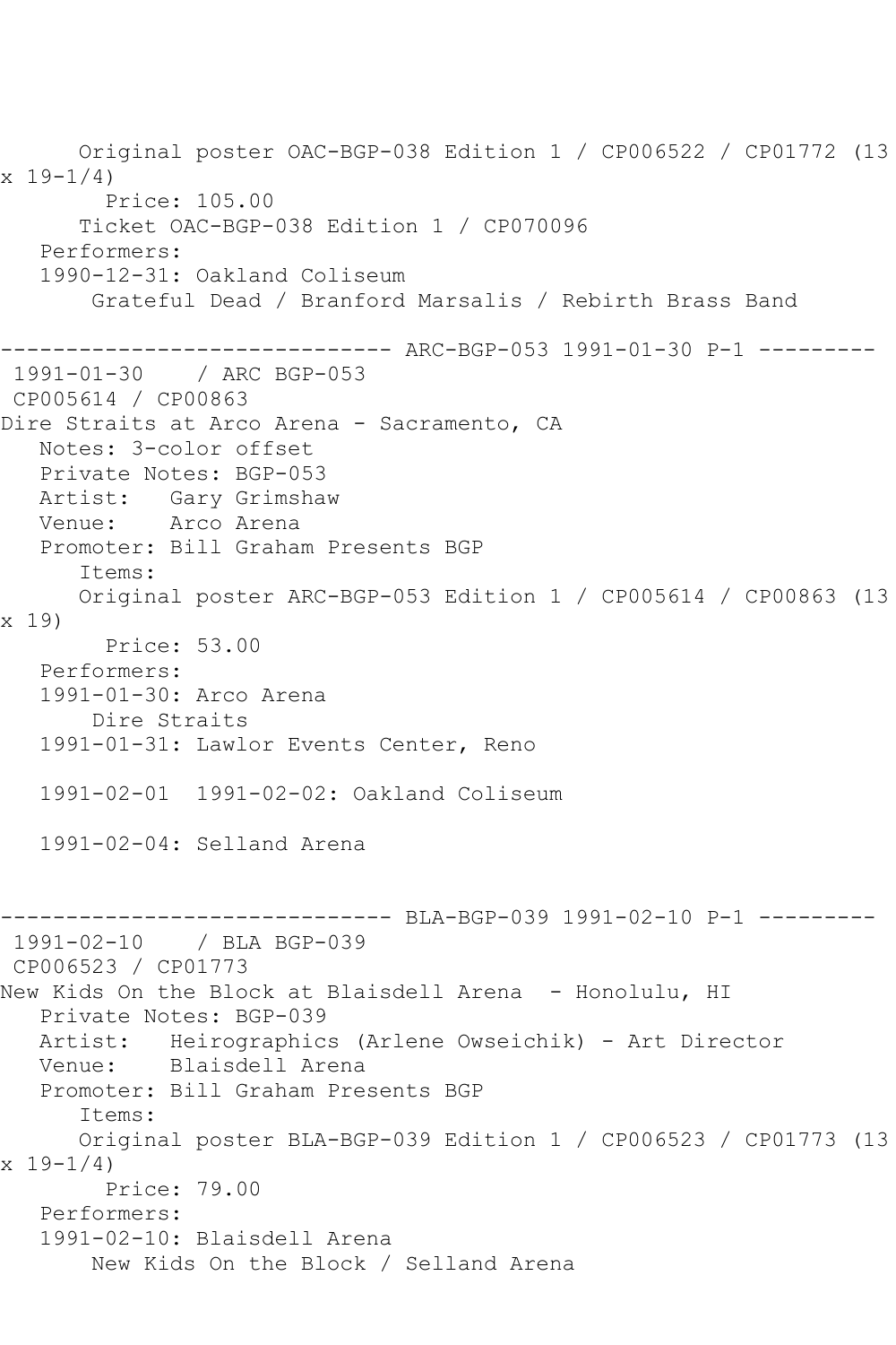```
      Original poster OAC-BGP-038 Edition 1 / CP006522 / CP01772 (13
x 19-1/4)
        Price: 105.00
      Ticket OAC-BGP-038 Edition 1 / CP070096
   Performers:
   1990-12-31: Oakland Coliseum
       Grateful Dead / Branford Marsalis / Rebirth Brass Band

------------------------------ ARC-BGP-053 1991-01-30 P-1 ---------
 1991-01-30    / ARC BGP-053
 CP005614 / CP00863
Dire Straits at Arco Arena - Sacramento, CA
   Notes: 3-color offset
   Private Notes: BGP-053
   Artist:   Gary Grimshaw
   Venue:    Arco Arena
   Promoter: Bill Graham Presents BGP
      Items:
      Original poster ARC-BGP-053 Edition 1 / CP005614 / CP00863 (13
x 19)
        Price: 53.00
   Performers:
   1991-01-30: Arco Arena
       Dire Straits
   1991-01-31: Lawlor Events Center, Reno

   1991-02-01  1991-02-02: Oakland Coliseum

   1991-02-04: Selland Arena


------------------------------ BLA-BGP-039 1991-02-10 P-1 ---------
 1991-02-10    / BLA BGP-039
 CP006523 / CP01773
New Kids On the Block at Blaisdell Arena  - Honolulu, HI
   Private Notes: BGP-039
   Artist:   Heirographics (Arlene Owseichik) - Art Director
   Venue:    Blaisdell Arena
   Promoter: Bill Graham Presents BGP
      Items:
      Original poster BLA-BGP-039 Edition 1 / CP006523 / CP01773 (13
x 19-1/4)
        Price: 79.00
   Performers:
   1991-02-10: Blaisdell Arena
       New Kids On the Block / Selland Arena
```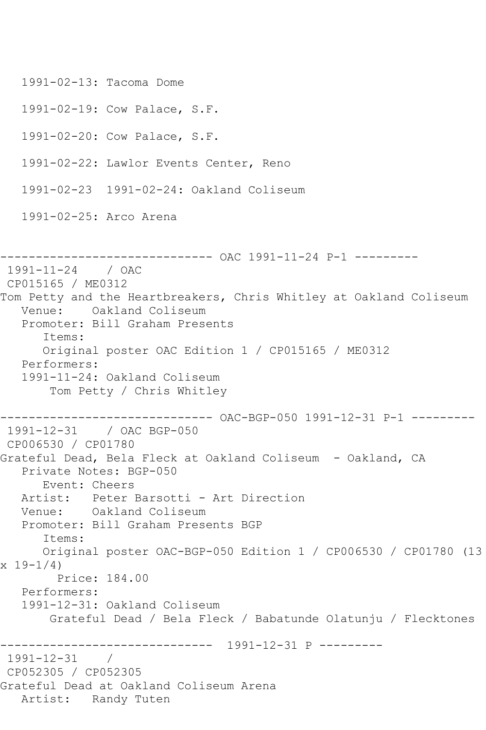```
   1991-02-13: Tacoma Dome

   1991-02-19: Cow Palace, S.F.

   1991-02-20: Cow Palace, S.F.

   1991-02-22: Lawlor Events Center, Reno

   1991-02-23  1991-02-24: Oakland Coliseum

   1991-02-25: Arco Arena


------------------------------ OAC 1991-11-24 P-1 ---------
 1991-11-24    / OAC
 CP015165 / ME0312
Tom Petty and the Heartbreakers, Chris Whitley at Oakland Coliseum
   Venue:    Oakland Coliseum
   Promoter: Bill Graham Presents
      Items:
      Original poster OAC Edition 1 / CP015165 / ME0312
   Performers:
   1991-11-24: Oakland Coliseum
       Tom Petty / Chris Whitley

------------------------------ OAC-BGP-050 1991-12-31 P-1 ---------
 1991-12-31    / OAC BGP-050
 CP006530 / CP01780
Grateful Dead, Bela Fleck at Oakland Coliseum  - Oakland, CA
   Private Notes: BGP-050
      Event: Cheers
   Artist:   Peter Barsotti - Art Direction
   Venue:    Oakland Coliseum
   Promoter: Bill Graham Presents BGP
      Items:
      Original poster OAC-BGP-050 Edition 1 / CP006530 / CP01780 (13
x 19-1/4)
        Price: 184.00
   Performers:
   1991-12-31: Oakland Coliseum
       Grateful Dead / Bela Fleck / Babatunde Olatunju / Flecktones

------------------------------  1991-12-31 P ---------
 1991-12-31    /
 CP052305 / CP052305
Grateful Dead at Oakland Coliseum Arena
   Artist:   Randy Tuten
```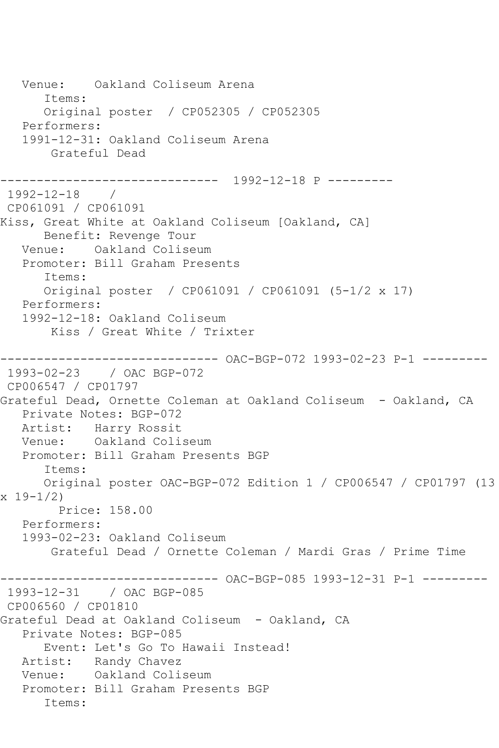```
   Venue:    Oakland Coliseum Arena
      Items:
      Original poster  / CP052305 / CP052305
   Performers:
   1991-12-31: Oakland Coliseum Arena
       Grateful Dead

------------------------------  1992-12-18 P ---------
 1992-12-18    /
 CP061091 / CP061091
Kiss, Great White at Oakland Coliseum [Oakland, CA]
      Benefit: Revenge Tour
   Venue:    Oakland Coliseum
   Promoter: Bill Graham Presents
      Items:
      Original poster  / CP061091 / CP061091 (5-1/2 x 17)
   Performers:
   1992-12-18: Oakland Coliseum
       Kiss / Great White / Trixter

------------------------------ OAC-BGP-072 1993-02-23 P-1 ---------
 1993-02-23    / OAC BGP-072
 CP006547 / CP01797
Grateful Dead, Ornette Coleman at Oakland Coliseum  - Oakland, CA
   Private Notes: BGP-072
   Artist:   Harry Rossit
   Venue:    Oakland Coliseum
   Promoter: Bill Graham Presents BGP
      Items:
      Original poster OAC-BGP-072 Edition 1 / CP006547 / CP01797 (13
x 19-1/2)
        Price: 158.00
   Performers:
   1993-02-23: Oakland Coliseum
       Grateful Dead / Ornette Coleman / Mardi Gras / Prime Time

------------------------------ OAC-BGP-085 1993-12-31 P-1 ---------
 1993-12-31    / OAC BGP-085
 CP006560 / CP01810
Grateful Dead at Oakland Coliseum  - Oakland, CA
   Private Notes: BGP-085
      Event: Let's Go To Hawaii Instead!
   Artist:   Randy Chavez
   Venue:    Oakland Coliseum
   Promoter: Bill Graham Presents BGP
      Items:
```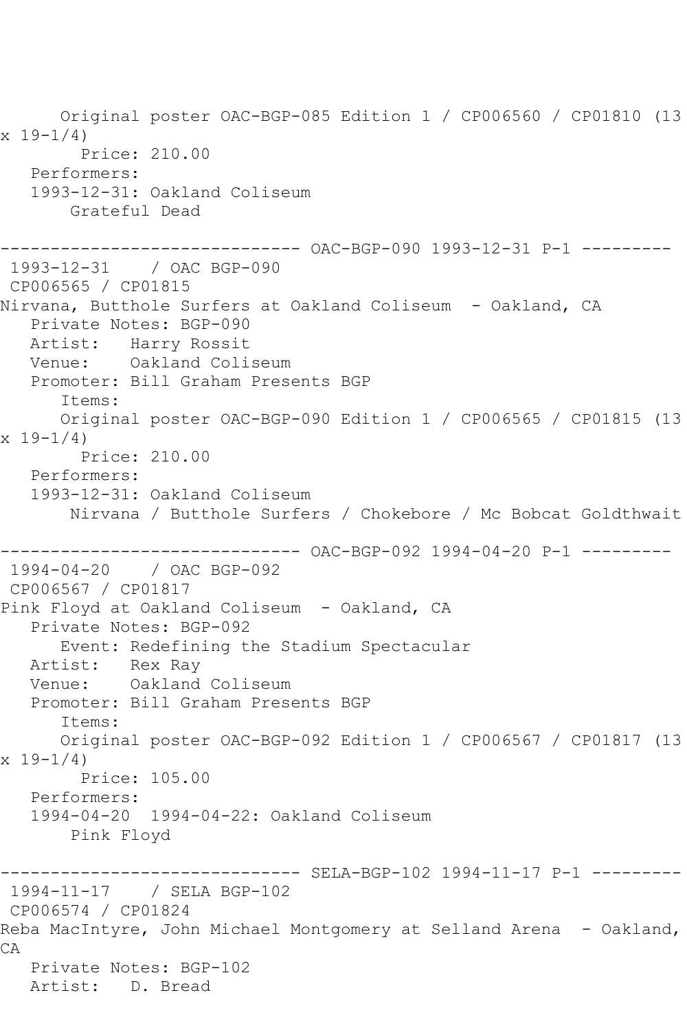Original poster OAC-BGP-085 Edition 1 / CP006560 / CP01810 (13 x 19-1/4)
Price: 210.00
Performers:
1993-12-31: Oakland Coliseum
Grateful Dead

------------------------------ OAC-BGP-090 1993-12-31 P-1 ---------
1993-12-31 / OAC BGP-090
CP006565 / CP01815
Nirvana, Butthole Surfers at Oakland Coliseum - Oakland, CA
Private Notes: BGP-090
Artist: Harry Rossit
Venue: Oakland Coliseum
Promoter: Bill Graham Presents BGP
Items:
Original poster OAC-BGP-090 Edition 1 / CP006565 / CP01815 (13 x 19-1/4)
Price: 210.00
Performers:
1993-12-31: Oakland Coliseum
Nirvana / Butthole Surfers / Chokebore / Mc Bobcat Goldthwait

------------------------------ OAC-BGP-092 1994-04-20 P-1 ---------
1994-04-20 / OAC BGP-092
CP006567 / CP01817
Pink Floyd at Oakland Coliseum - Oakland, CA
Private Notes: BGP-092
Event: Redefining the Stadium Spectacular
Artist: Rex Ray
Venue: Oakland Coliseum
Promoter: Bill Graham Presents BGP
Items:
Original poster OAC-BGP-092 Edition 1 / CP006567 / CP01817 (13 x 19-1/4)
Price: 105.00
Performers:
1994-04-20 1994-04-22: Oakland Coliseum
Pink Floyd

------------------------------ SELA-BGP-102 1994-11-17 P-1 ---------
1994-11-17 / SELA BGP-102
CP006574 / CP01824
Reba MacIntyre, John Michael Montgomery at Selland Arena - Oakland, CA
Private Notes: BGP-102
Artist: D. Bread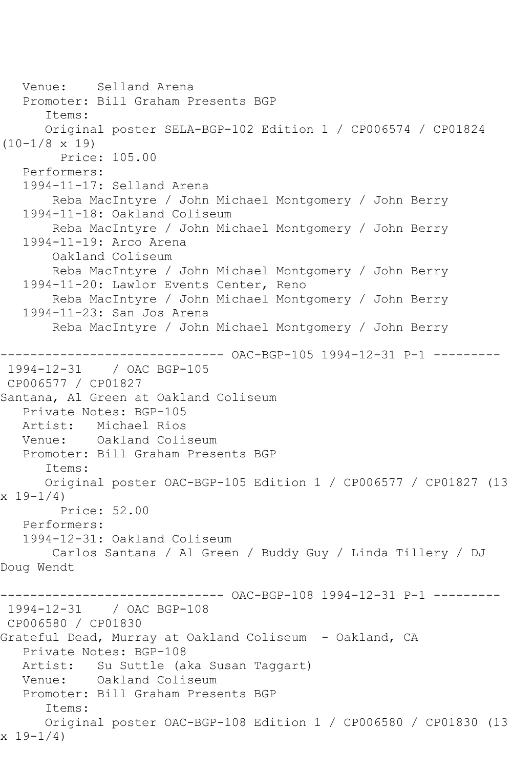Venue: Selland Arena
Promoter: Bill Graham Presents BGP
Items:
Original poster SELA-BGP-102 Edition 1 / CP006574 / CP01824 (10-1/8 x 19)
Price: 105.00
Performers:
1994-11-17: Selland Arena
Reba MacIntyre / John Michael Montgomery / John Berry
1994-11-18: Oakland Coliseum
Reba MacIntyre / John Michael Montgomery / John Berry
1994-11-19: Arco Arena
Oakland Coliseum
Reba MacIntyre / John Michael Montgomery / John Berry
1994-11-20: Lawlor Events Center, Reno
Reba MacIntyre / John Michael Montgomery / John Berry
1994-11-23: San Jos Arena
Reba MacIntyre / John Michael Montgomery / John Berry

------------------------------ OAC-BGP-105 1994-12-31 P-1 ---------

1994-12-31 / OAC BGP-105
CP006577 / CP01827
Santana, Al Green at Oakland Coliseum
Private Notes: BGP-105
Artist: Michael Rios
Venue: Oakland Coliseum
Promoter: Bill Graham Presents BGP
Items:
Original poster OAC-BGP-105 Edition 1 / CP006577 / CP01827 (13 x 19-1/4)
Price: 52.00
Performers:
1994-12-31: Oakland Coliseum
Carlos Santana / Al Green / Buddy Guy / Linda Tillery / DJ Doug Wendt

------------------------------ OAC-BGP-108 1994-12-31 P-1 ---------

1994-12-31 / OAC BGP-108
CP006580 / CP01830
Grateful Dead, Murray at Oakland Coliseum - Oakland, CA
Private Notes: BGP-108
Artist: Su Suttle (aka Susan Taggart)
Venue: Oakland Coliseum
Promoter: Bill Graham Presents BGP
Items:
Original poster OAC-BGP-108 Edition 1 / CP006580 / CP01830 (13 x 19-1/4)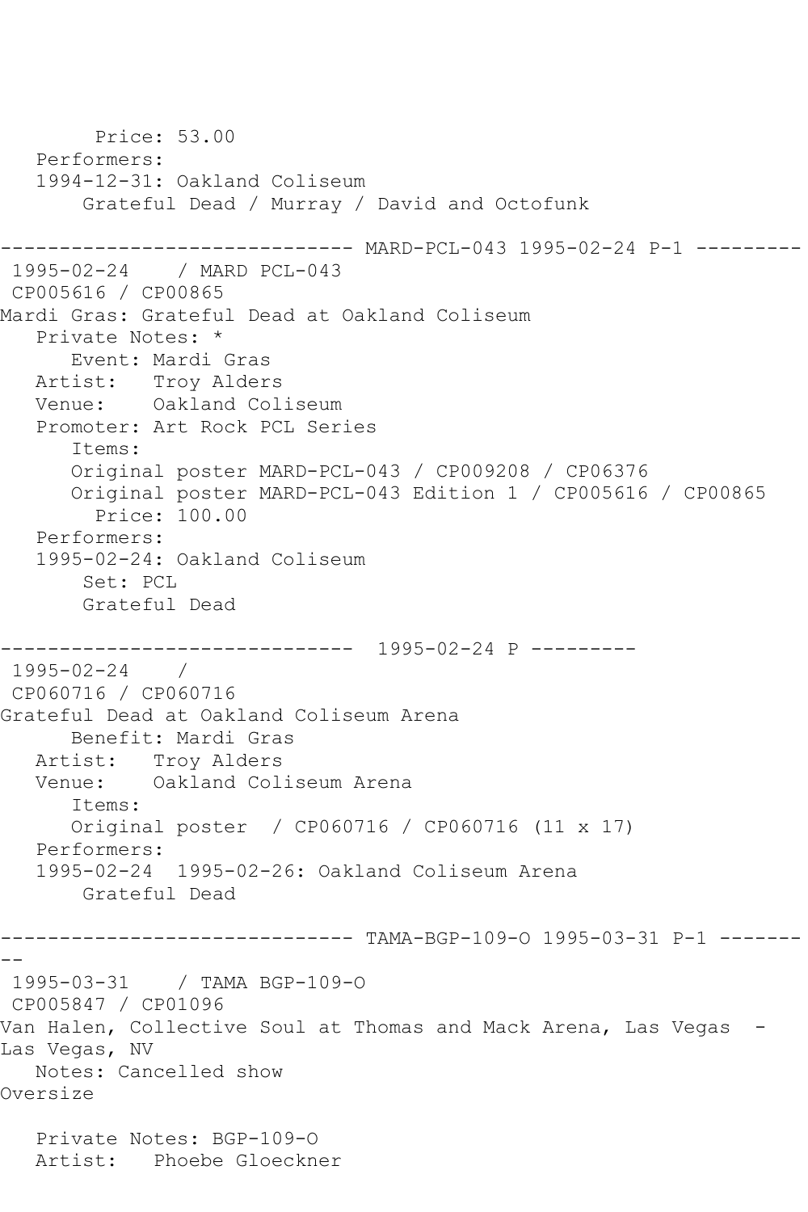```
        Price: 53.00
   Performers:
   1994-12-31: Oakland Coliseum
       Grateful Dead / Murray / David and Octofunk

------------------------------ MARD-PCL-043 1995-02-24 P-1 ---------
 1995-02-24    / MARD PCL-043
 CP005616 / CP00865
Mardi Gras: Grateful Dead at Oakland Coliseum
   Private Notes: *
      Event: Mardi Gras
   Artist:   Troy Alders
   Venue:    Oakland Coliseum
   Promoter: Art Rock PCL Series
      Items:
      Original poster MARD-PCL-043 / CP009208 / CP06376
      Original poster MARD-PCL-043 Edition 1 / CP005616 / CP00865
        Price: 100.00
   Performers:
   1995-02-24: Oakland Coliseum
       Set: PCL
       Grateful Dead

------------------------------  1995-02-24 P ---------
 1995-02-24    /
 CP060716 / CP060716
Grateful Dead at Oakland Coliseum Arena
      Benefit: Mardi Gras
   Artist:   Troy Alders
   Venue:    Oakland Coliseum Arena
      Items:
      Original poster  / CP060716 / CP060716 (11 x 17)
   Performers:
   1995-02-24  1995-02-26: Oakland Coliseum Arena
       Grateful Dead

------------------------------ TAMA-BGP-109-O 1995-03-31 P-1 -------
--
 1995-03-31    / TAMA BGP-109-O
 CP005847 / CP01096
Van Halen, Collective Soul at Thomas and Mack Arena, Las Vegas  -
Las Vegas, NV
   Notes: Cancelled show
Oversize

   Private Notes: BGP-109-O
   Artist:   Phoebe Gloeckner
```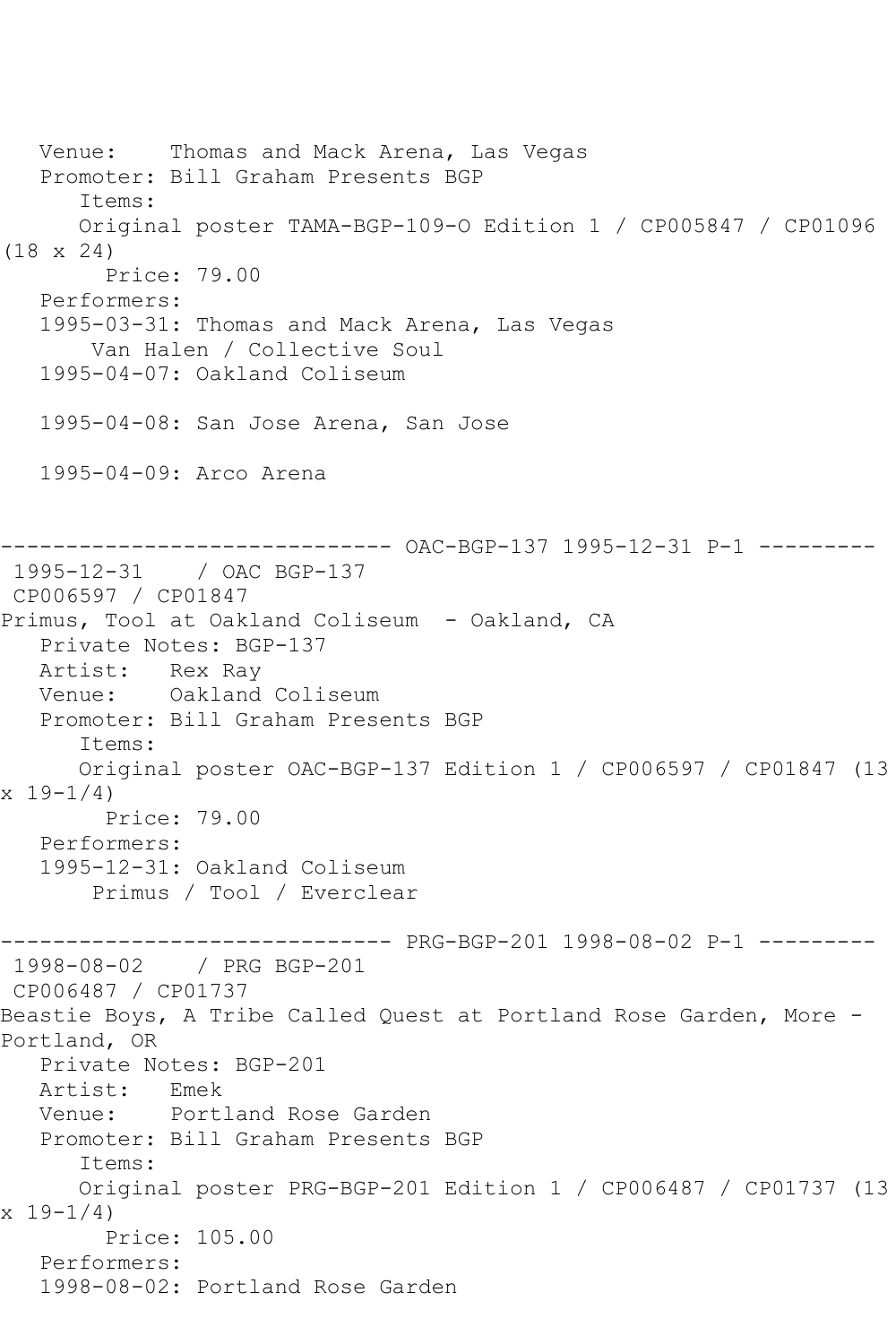Venue:    Thomas and Mack Arena, Las Vegas
   Promoter: Bill Graham Presents BGP
      Items:
      Original poster TAMA-BGP-109-O Edition 1 / CP005847 / CP01096 (18 x 24)
        Price: 79.00
   Performers:
   1995-03-31: Thomas and Mack Arena, Las Vegas
       Van Halen / Collective Soul
   1995-04-07: Oakland Coliseum

   1995-04-08: San Jose Arena, San Jose

   1995-04-09: Arco Arena

------------------------------ OAC-BGP-137 1995-12-31 P-1 ---------
 1995-12-31    / OAC BGP-137
 CP006597 / CP01847
Primus, Tool at Oakland Coliseum  - Oakland, CA
   Private Notes: BGP-137
   Artist:   Rex Ray
   Venue:    Oakland Coliseum
   Promoter: Bill Graham Presents BGP
      Items:
      Original poster OAC-BGP-137 Edition 1 / CP006597 / CP01847 (13 x 19-1/4)
        Price: 79.00
   Performers:
   1995-12-31: Oakland Coliseum
       Primus / Tool / Everclear

------------------------------ PRG-BGP-201 1998-08-02 P-1 ---------
 1998-08-02    / PRG BGP-201
 CP006487 / CP01737
Beastie Boys, A Tribe Called Quest at Portland Rose Garden, More - Portland, OR
   Private Notes: BGP-201
   Artist:   Emek
   Venue:    Portland Rose Garden
   Promoter: Bill Graham Presents BGP
      Items:
      Original poster PRG-BGP-201 Edition 1 / CP006487 / CP01737 (13 x 19-1/4)
        Price: 105.00
   Performers:
   1998-08-02: Portland Rose Garden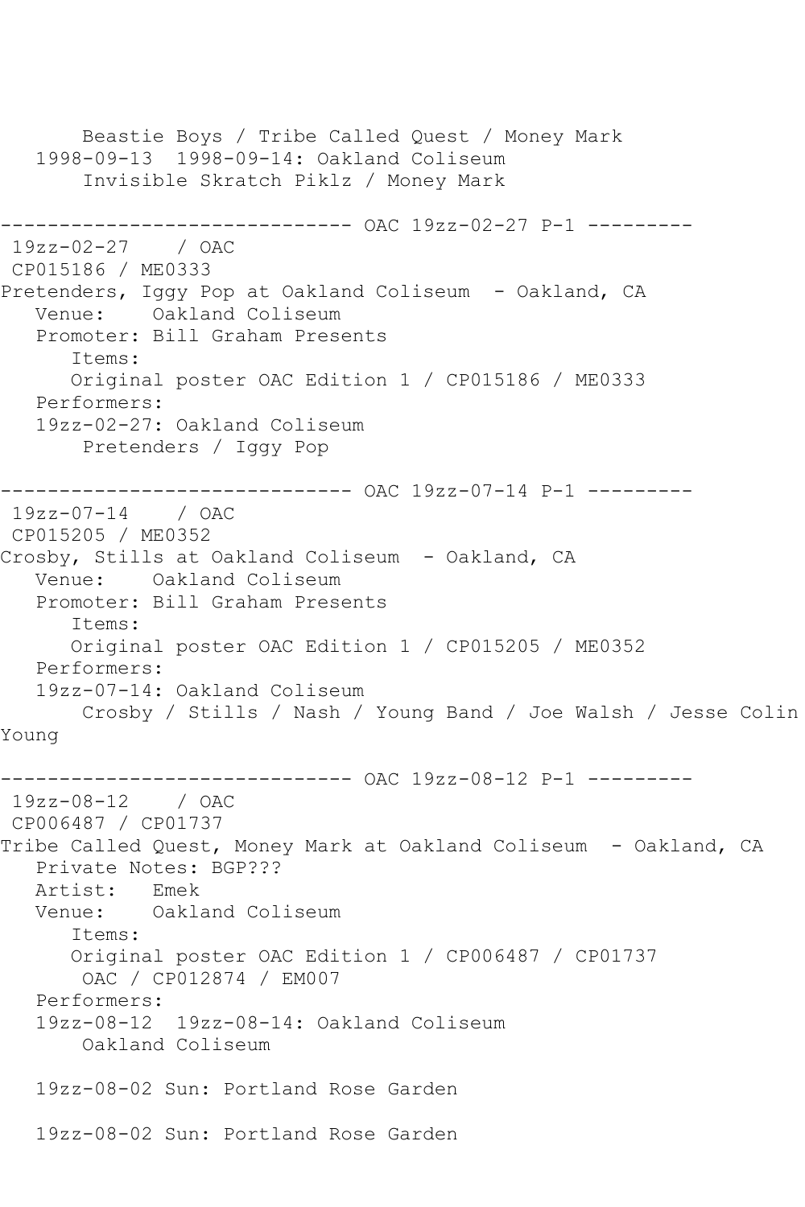```
       Beastie Boys / Tribe Called Quest / Money Mark
   1998-09-13  1998-09-14: Oakland Coliseum
       Invisible Skratch Piklz / Money Mark

------------------------------ OAC 19zz-02-27 P-1 ---------
 19zz-02-27    / OAC
 CP015186 / ME0333
Pretenders, Iggy Pop at Oakland Coliseum  - Oakland, CA
   Venue:    Oakland Coliseum
   Promoter: Bill Graham Presents
      Items:
      Original poster OAC Edition 1 / CP015186 / ME0333
   Performers:
   19zz-02-27: Oakland Coliseum
       Pretenders / Iggy Pop

------------------------------ OAC 19zz-07-14 P-1 ---------
 19zz-07-14    / OAC
 CP015205 / ME0352
Crosby, Stills at Oakland Coliseum  - Oakland, CA
   Venue:    Oakland Coliseum
   Promoter: Bill Graham Presents
      Items:
      Original poster OAC Edition 1 / CP015205 / ME0352
   Performers:
   19zz-07-14: Oakland Coliseum
       Crosby / Stills / Nash / Young Band / Joe Walsh / Jesse Colin
Young

------------------------------ OAC 19zz-08-12 P-1 ---------
 19zz-08-12    / OAC
 CP006487 / CP01737
Tribe Called Quest, Money Mark at Oakland Coliseum  - Oakland, CA
   Private Notes: BGP???
   Artist:   Emek
   Venue:    Oakland Coliseum
      Items:
      Original poster OAC Edition 1 / CP006487 / CP01737
       OAC / CP012874 / EM007
   Performers:
   19zz-08-12  19zz-08-14: Oakland Coliseum
       Oakland Coliseum

   19zz-08-02 Sun: Portland Rose Garden

   19zz-08-02 Sun: Portland Rose Garden
```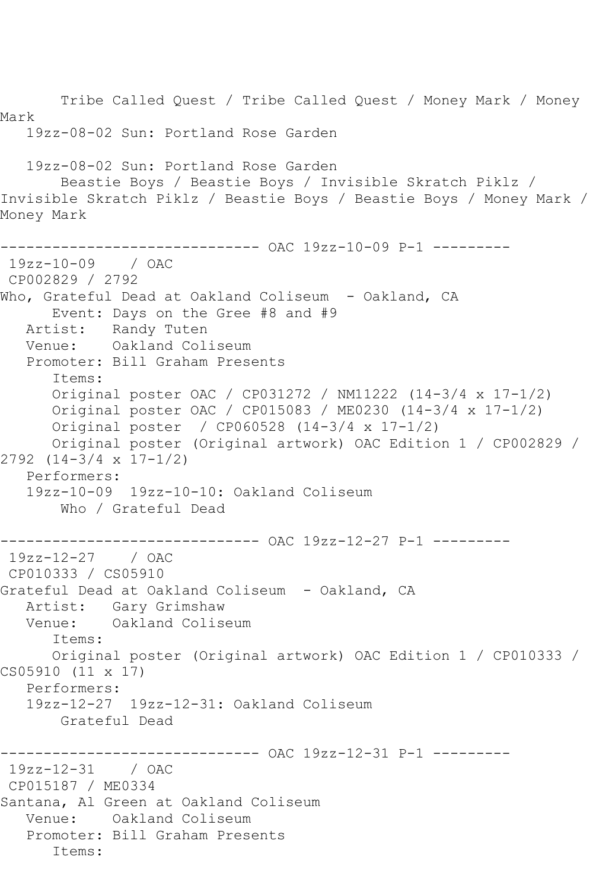Tribe Called Quest / Tribe Called Quest / Money Mark / Money Mark
19zz-08-02 Sun: Portland Rose Garden

19zz-08-02 Sun: Portland Rose Garden
Beastie Boys / Beastie Boys / Invisible Skratch Piklz / Invisible Skratch Piklz / Beastie Boys / Beastie Boys / Money Mark / Money Mark

------------------------------ OAC 19zz-10-09 P-1 ---------

19zz-10-09 / OAC
CP002829 / 2792
Who, Grateful Dead at Oakland Coliseum - Oakland, CA
Event: Days on the Gree #8 and #9
Artist: Randy Tuten
Venue: Oakland Coliseum
Promoter: Bill Graham Presents
Items:
Original poster OAC / CP031272 / NM11222 (14-3/4 x 17-1/2)
Original poster OAC / CP015083 / ME0230 (14-3/4 x 17-1/2)
Original poster / CP060528 (14-3/4 x 17-1/2)
Original poster (Original artwork) OAC Edition 1 / CP002829 / 2792 (14-3/4 x 17-1/2)
Performers:
19zz-10-09 19zz-10-10: Oakland Coliseum
Who / Grateful Dead

------------------------------ OAC 19zz-12-27 P-1 ---------

19zz-12-27 / OAC
CP010333 / CS05910
Grateful Dead at Oakland Coliseum - Oakland, CA
Artist: Gary Grimshaw
Venue: Oakland Coliseum
Items:
Original poster (Original artwork) OAC Edition 1 / CP010333 / CS05910 (11 x 17)
Performers:
19zz-12-27 19zz-12-31: Oakland Coliseum
Grateful Dead

------------------------------ OAC 19zz-12-31 P-1 ---------

19zz-12-31 / OAC
CP015187 / ME0334
Santana, Al Green at Oakland Coliseum
Venue: Oakland Coliseum
Promoter: Bill Graham Presents
Items: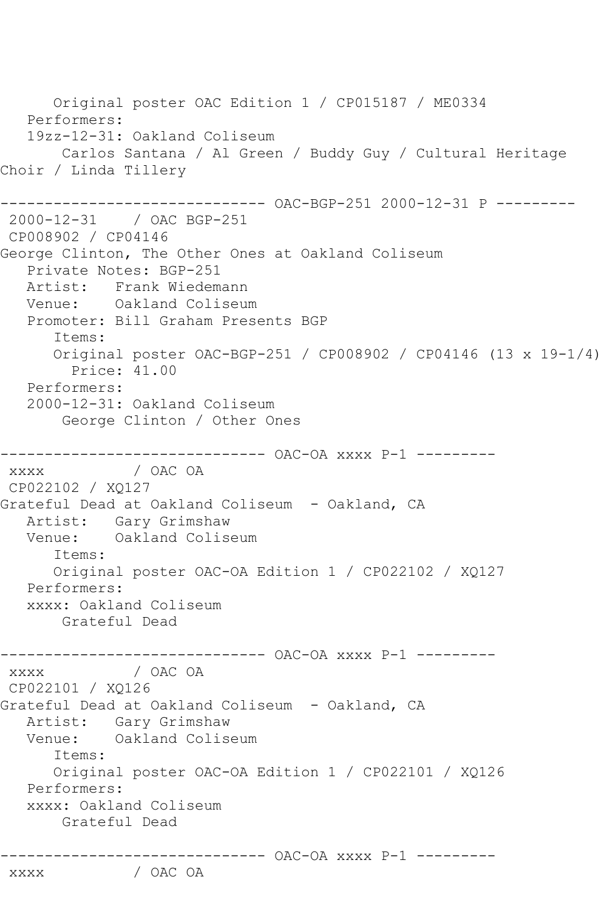Original poster OAC Edition 1 / CP015187 / ME0334
Performers:
19zz-12-31: Oakland Coliseum
Carlos Santana / Al Green / Buddy Guy / Cultural Heritage Choir / Linda Tillery

------------------------------ OAC-BGP-251 2000-12-31 P ---------

2000-12-31 / OAC BGP-251
CP008902 / CP04146
George Clinton, The Other Ones at Oakland Coliseum
Private Notes: BGP-251
Artist: Frank Wiedemann
Venue: Oakland Coliseum
Promoter: Bill Graham Presents BGP
Items:
Original poster OAC-BGP-251 / CP008902 / CP04146 (13 x 19-1/4)
Price: 41.00
Performers:
2000-12-31: Oakland Coliseum
George Clinton / Other Ones

------------------------------ OAC-OA xxxx P-1 ---------

xxxx / OAC OA
CP022102 / XQ127
Grateful Dead at Oakland Coliseum - Oakland, CA
Artist: Gary Grimshaw
Venue: Oakland Coliseum
Items:
Original poster OAC-OA Edition 1 / CP022102 / XQ127
Performers:
xxxx: Oakland Coliseum
Grateful Dead

------------------------------ OAC-OA xxxx P-1 ---------

xxxx / OAC OA
CP022101 / XQ126
Grateful Dead at Oakland Coliseum - Oakland, CA
Artist: Gary Grimshaw
Venue: Oakland Coliseum
Items:
Original poster OAC-OA Edition 1 / CP022101 / XQ126
Performers:
xxxx: Oakland Coliseum
Grateful Dead

------------------------------ OAC-OA xxxx P-1 ---------

xxxx / OAC OA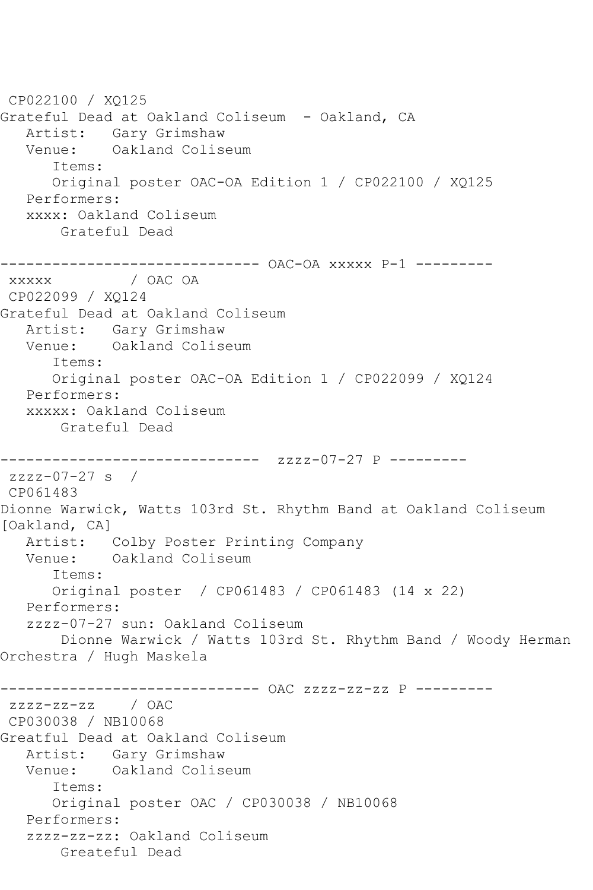```
CP022100 / XQ125
Grateful Dead at Oakland Coliseum  - Oakland, CA
   Artist:   Gary Grimshaw
   Venue:    Oakland Coliseum
      Items:
      Original poster OAC-OA Edition 1 / CP022100 / XQ125
   Performers:
   xxxx: Oakland Coliseum
       Grateful Dead

------------------------------ OAC-OA xxxxx P-1 ---------
 xxxxx         / OAC OA
 CP022099 / XQ124
Grateful Dead at Oakland Coliseum
   Artist:   Gary Grimshaw
   Venue:    Oakland Coliseum
      Items:
      Original poster OAC-OA Edition 1 / CP022099 / XQ124
   Performers:
   xxxxx: Oakland Coliseum
       Grateful Dead

------------------------------  zzzz-07-27 P ---------
 zzzz-07-27 s  /
 CP061483
Dionne Warwick, Watts 103rd St. Rhythm Band at Oakland Coliseum
[Oakland, CA]
   Artist:   Colby Poster Printing Company
   Venue:    Oakland Coliseum
      Items:
      Original poster  / CP061483 / CP061483 (14 x 22)
   Performers:
   zzzz-07-27 sun: Oakland Coliseum
       Dionne Warwick / Watts 103rd St. Rhythm Band / Woody Herman
Orchestra / Hugh Maskela

------------------------------ OAC zzzz-zz-zz P ---------
 zzzz-zz-zz    / OAC
 CP030038 / NB10068
Greatful Dead at Oakland Coliseum
   Artist:   Gary Grimshaw
   Venue:    Oakland Coliseum
      Items:
      Original poster OAC / CP030038 / NB10068
   Performers:
   zzzz-zz-zz: Oakland Coliseum
       Greateful Dead
```